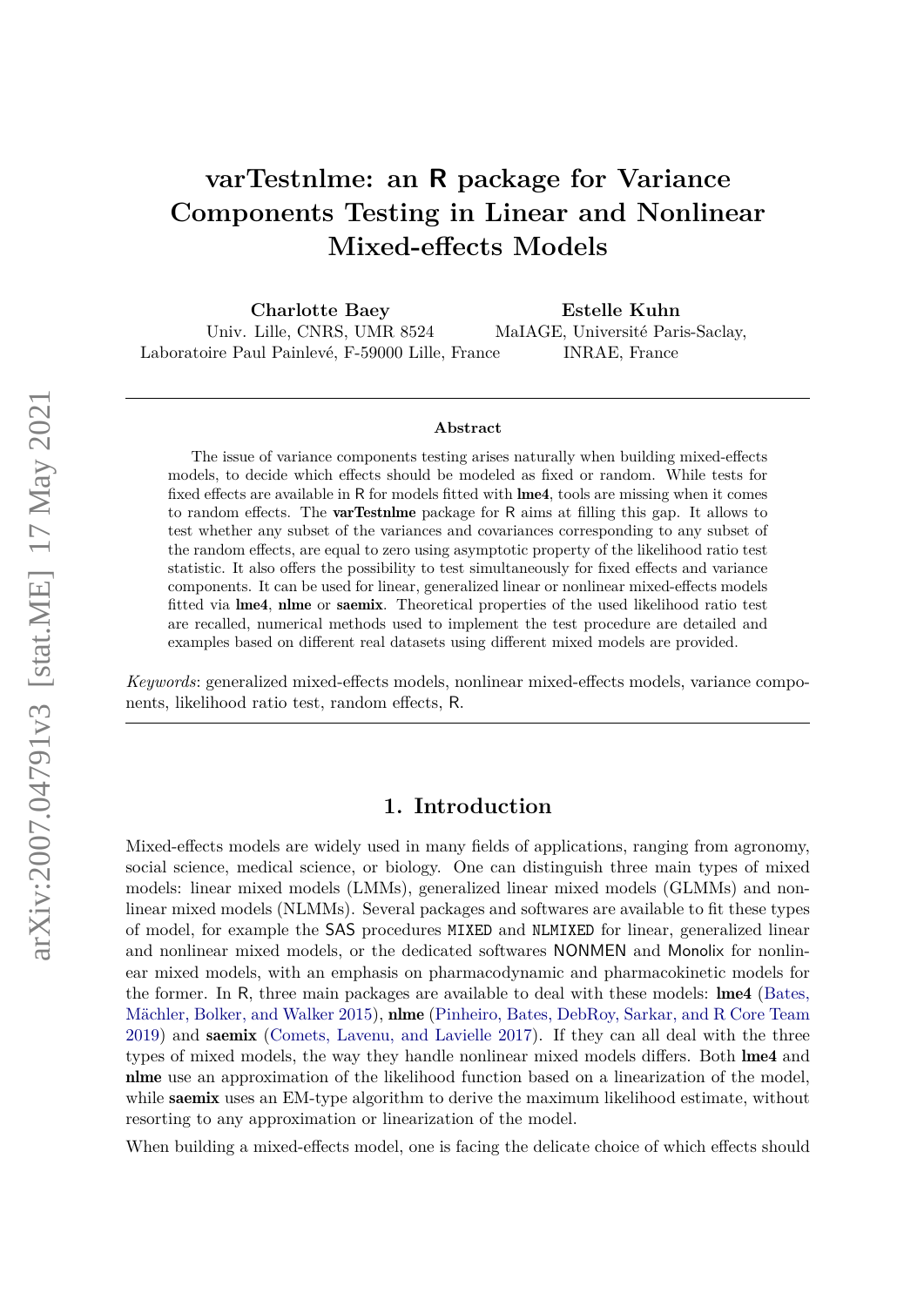# varTestnlme: an R package for Variance Components Testing in Linear and Nonlinear Mixed-effects Models

**Charlotte Baey**
Univ. Lille, CNRS, UMR 8524
Laboratoire Paul Painlevé, F-59000 Lille, France

**Estelle Kuhn**
MaIAGE, Université Paris-Saclay,
INRAE, France

## Abstract

The issue of variance components testing arises naturally when building mixed-effects models, to decide which effects should be modeled as fixed or random. While tests for fixed effects are available in R for models fitted with **lme4**, tools are missing when it comes to random effects. The **varTestnlme** package for R aims at filling this gap. It allows to test whether any subset of the variances and covariances corresponding to any subset of the random effects, are equal to zero using asymptotic property of the likelihood ratio test statistic. It also offers the possibility to test simultaneously for fixed effects and variance components. It can be used for linear, generalized linear or nonlinear mixed-effects models fitted via **lme4**, **nlme** or **saemix**. Theoretical properties of the used likelihood ratio test are recalled, numerical methods used to implement the test procedure are detailed and examples based on different real datasets using different mixed models are provided.

*Keywords*: generalized mixed-effects models, nonlinear mixed-effects models, variance components, likelihood ratio test, random effects, R.

## 1. Introduction

Mixed-effects models are widely used in many fields of applications, ranging from agronomy, social science, medical science, or biology. One can distinguish three main types of mixed models: linear mixed models (LMMs), generalized linear mixed models (GLMMs) and nonlinear mixed models (NLMMs). Several packages and softwares are available to fit these types of model, for example the SAS procedures MIXED and NLMIXED for linear, generalized linear and nonlinear mixed models, or the dedicated softwares NONMEN and Monolix for nonlinear mixed models, with an emphasis on pharmacodynamic and pharmacokinetic models for the former. In R, three main packages are available to deal with these models: **lme4** (Bates, Mächler, Bolker, and Walker 2015), **nlme** (Pinheiro, Bates, DebRoy, Sarkar, and R Core Team 2019) and **saemix** (Comets, Lavenu, and Lavielle 2017). If they can all deal with the three types of mixed models, the way they handle nonlinear mixed models differs. Both **lme4** and **nlme** use an approximation of the likelihood function based on a linearization of the model, while **saemix** uses an EM-type algorithm to derive the maximum likelihood estimate, without resorting to any approximation or linearization of the model.

When building a mixed-effects model, one is facing the delicate choice of which effects should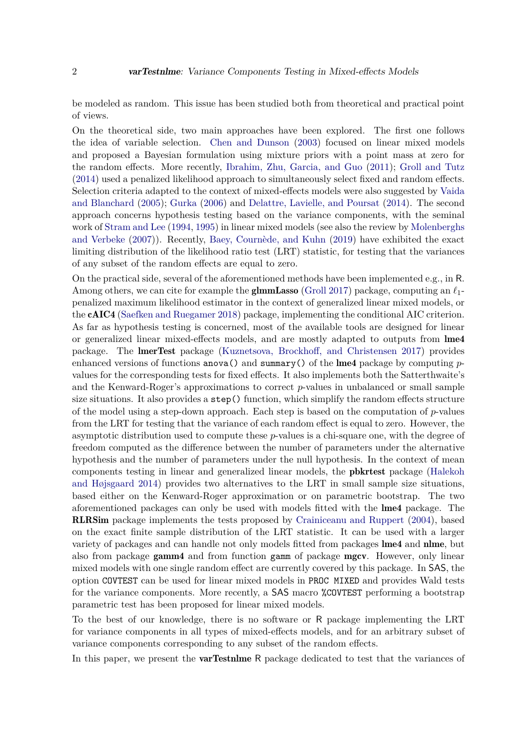be modeled as random. This issue has been studied both from theoretical and practical point of views.

On the theoretical side, two main approaches have been explored. The first one follows the idea of variable selection. Chen and Dunson (2003) focused on linear mixed models and proposed a Bayesian formulation using mixture priors with a point mass at zero for the random effects. More recently, Ibrahim, Zhu, Garcia, and Guo (2011); Groll and Tutz (2014) used a penalized likelihood approach to simultaneously select fixed and random effects. Selection criteria adapted to the context of mixed-effects models were also suggested by Vaida and Blanchard (2005); Gurka (2006) and Delattre, Lavielle, and Poursat (2014). The second approach concerns hypothesis testing based on the variance components, with the seminal work of Stram and Lee (1994, 1995) in linear mixed models (see also the review by Molenberghs and Verbeke (2007)). Recently, Baey, Cournède, and Kuhn (2019) have exhibited the exact limiting distribution of the likelihood ratio test (LRT) statistic, for testing that the variances of any subset of the random effects are equal to zero.

On the practical side, several of the aforementioned methods have been implemented e.g., in R. Among others, we can cite for example the **glmmLasso** (Groll 2017) package, computing an $\ell_1$-penalized maximum likelihood estimator in the context of generalized linear mixed models, or the **cAIC4** (Saefken and Ruegamer 2018) package, implementing the conditional AIC criterion. As far as hypothesis testing is concerned, most of the available tools are designed for linear or generalized linear mixed-effects models, and are mostly adapted to outputs from **lme4** package. The **lmerTest** package (Kuznetsova, Brockhoff, and Christensen 2017) provides enhanced versions of functions `anova()` and `summary()` of the **lme4** package by computing $p$-values for the corresponding tests for fixed effects. It also implements both the Satterthwaite's and the Kenward-Roger's approximations to correct $p$-values in unbalanced or small sample size situations. It also provides a `step()` function, which simplify the random effects structure of the model using a step-down approach. Each step is based on the computation of $p$-values from the LRT for testing that the variance of each random effect is equal to zero. However, the asymptotic distribution used to compute these $p$-values is a chi-square one, with the degree of freedom computed as the difference between the number of parameters under the alternative hypothesis and the number of parameters under the null hypothesis. In the context of mean components testing in linear and generalized linear models, the **pbkrtest** package (Halekoh and Højsgaard 2014) provides two alternatives to the LRT in small sample size situations, based either on the Kenward-Roger approximation or on parametric bootstrap. The two aforementioned packages can only be used with models fitted with the **lme4** package. The **RLRSim** package implements the tests proposed by Crainiceanu and Ruppert (2004), based on the exact finite sample distribution of the LRT statistic. It can be used with a larger variety of packages and can handle not only models fitted from packages **lme4** and **nlme**, but also from package **gamm4** and from function `gamm` of package **mgcv**. However, only linear mixed models with one single random effect are currently covered by this package. In SAS, the option `COVTEST` can be used for linear mixed models in `PROC MIXED` and provides Wald tests for the variance components. More recently, a SAS macro `%COVTEST` performing a bootstrap parametric test has been proposed for linear mixed models.

To the best of our knowledge, there is no software or R package implementing the LRT for variance components in all types of mixed-effects models, and for an arbitrary subset of variance components corresponding to any subset of the random effects.

In this paper, we present the **varTestnlme** R package dedicated to test that the variances of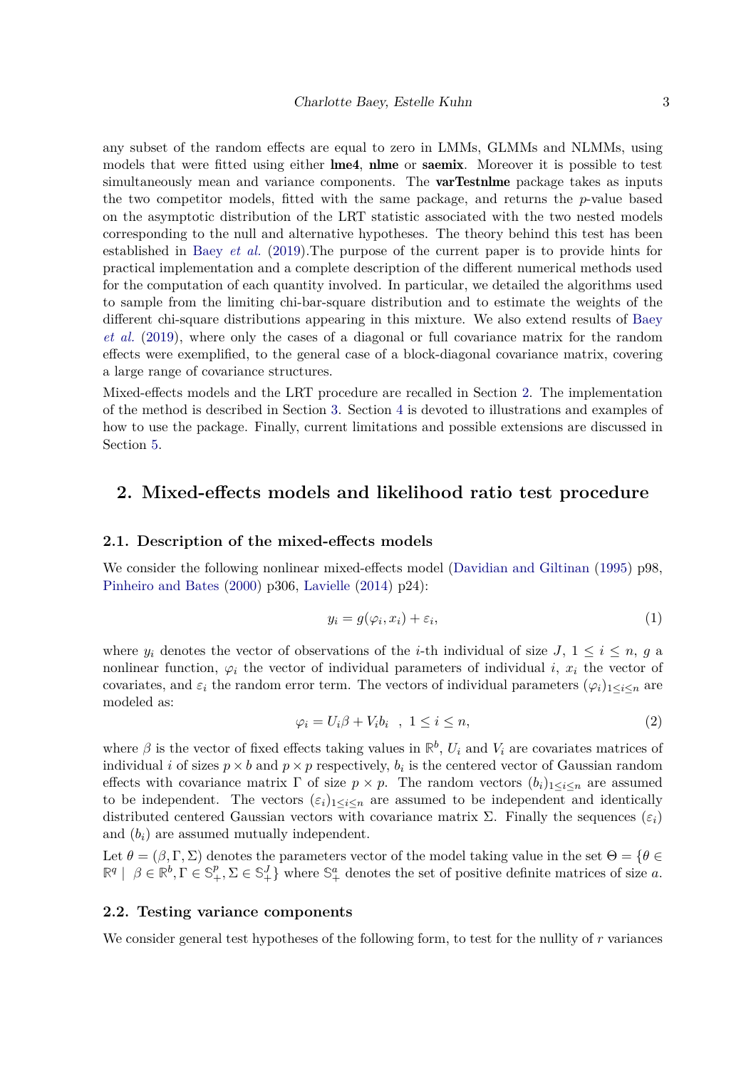any subset of the random effects are equal to zero in LMMs, GLMMs and NLMMs, using models that were fitted using either **lme4**, **nlme** or **saemix**. Moreover it is possible to test simultaneously mean and variance components. The **varTestnlme** package takes as inputs the two competitor models, fitted with the same package, and returns the $p$-value based on the asymptotic distribution of the LRT statistic associated with the two nested models corresponding to the null and alternative hypotheses. The theory behind this test has been established in Baey *et al.* (2019).The purpose of the current paper is to provide hints for practical implementation and a complete description of the different numerical methods used for the computation of each quantity involved. In particular, we detailed the algorithms used to sample from the limiting chi-bar-square distribution and to estimate the weights of the different chi-square distributions appearing in this mixture. We also extend results of Baey *et al.* (2019), where only the cases of a diagonal or full covariance matrix for the random effects were exemplified, to the general case of a block-diagonal covariance matrix, covering a large range of covariance structures.

Mixed-effects models and the LRT procedure are recalled in Section 2. The implementation of the method is described in Section 3. Section 4 is devoted to illustrations and examples of how to use the package. Finally, current limitations and possible extensions are discussed in Section 5.

## 2. Mixed-effects models and likelihood ratio test procedure

### 2.1. Description of the mixed-effects models

We consider the following nonlinear mixed-effects model (Davidian and Giltinan (1995) p98, Pinheiro and Bates (2000) p306, Lavielle (2014) p24):

$$y_i = g(\varphi_i, x_i) + \varepsilon_i, \tag{1}$$

where $y_i$ denotes the vector of observations of the $i$-th individual of size $J$, $1 \leq i \leq n$, $g$ a nonlinear function, $\varphi_i$ the vector of individual parameters of individual $i$, $x_i$ the vector of covariates, and $\varepsilon_i$ the random error term. The vectors of individual parameters $(\varphi_i)_{1 \leq i \leq n}$ are modeled as:

$$\varphi_i = U_i \beta + V_i b_i \quad , \; 1 \leq i \leq n, \tag{2}$$

where $\beta$ is the vector of fixed effects taking values in $\mathbb{R}^b$, $U_i$ and $V_i$ are covariates matrices of individual $i$ of sizes $p \times b$ and $p \times p$ respectively, $b_i$ is the centered vector of Gaussian random effects with covariance matrix $\Gamma$ of size $p \times p$. The random vectors $(b_i)_{1 \leq i \leq n}$ are assumed to be independent. The vectors $(\varepsilon_i)_{1 \leq i \leq n}$ are assumed to be independent and identically distributed centered Gaussian vectors with covariance matrix $\Sigma$. Finally the sequences $(\varepsilon_i)$ and $(b_i)$ are assumed mutually independent.

Let $\theta = (\beta, \Gamma, \Sigma)$ denotes the parameters vector of the model taking value in the set $\Theta = \{\theta \in \mathbb{R}^q \mid \beta \in \mathbb{R}^b, \Gamma \in \mathbb{S}_+^p, \Sigma \in \mathbb{S}_+^J\}$ where $\mathbb{S}_+^a$ denotes the set of positive definite matrices of size $a$.

### 2.2. Testing variance components

We consider general test hypotheses of the following form, to test for the nullity of $r$ variances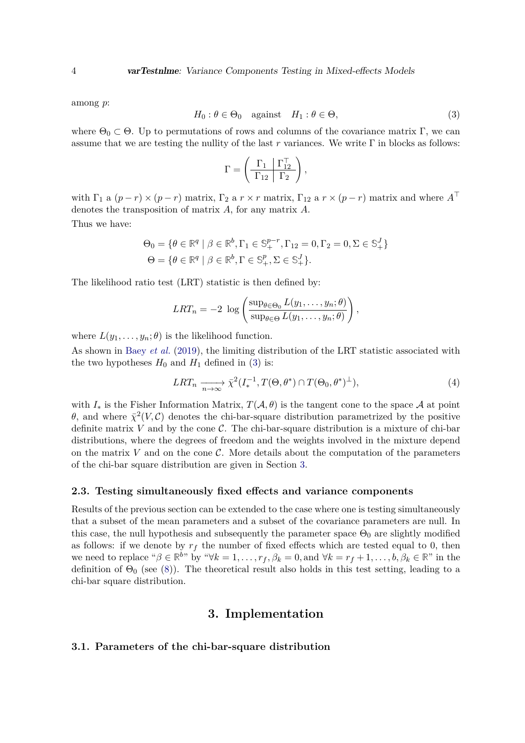among $p$:

$$H_0 : \theta \in \Theta_0 \quad \text{against} \quad H_1 : \theta \in \Theta, \tag{3}$$

where $\Theta_0 \subset \Theta$. Up to permutations of rows and columns of the covariance matrix $\Gamma$, we can assume that we are testing the nullity of the last $r$ variances. We write $\Gamma$ in blocks as follows:

$$\Gamma = \left( \begin{array}{c|c} \Gamma_1 & \Gamma_{12}^\top \\ \hline \Gamma_{12} & \Gamma_2 \end{array} \right),$$

with $\Gamma_1$ a $(p-r) \times (p-r)$ matrix, $\Gamma_2$ a $r \times r$ matrix, $\Gamma_{12}$ a $r \times (p-r)$ matrix and where $A^\top$ denotes the transposition of matrix $A$, for any matrix $A$.

Thus we have:

$$\begin{aligned}
\Theta_0 &= \{\theta \in \mathbb{R}^q \mid \beta \in \mathbb{R}^b, \Gamma_1 \in \mathbb{S}_+^{p-r}, \Gamma_{12} = 0, \Gamma_2 = 0, \Sigma \in \mathbb{S}_+^J\} \\
\Theta &= \{\theta \in \mathbb{R}^q \mid \beta \in \mathbb{R}^b, \Gamma \in \mathbb{S}_+^p, \Sigma \in \mathbb{S}_+^J\}.
\end{aligned}$$

The likelihood ratio test (LRT) statistic is then defined by:

$$LRT_n = -2 \, \log \left( \frac{\sup_{\theta \in \Theta_0} L(y_1, \ldots, y_n; \theta)}{\sup_{\theta \in \Theta} L(y_1, \ldots, y_n; \theta)} \right),$$

where $L(y_1, \ldots, y_n; \theta)$ is the likelihood function.

As shown in Baey *et al.* (2019), the limiting distribution of the LRT statistic associated with the two hypotheses $H_0$ and $H_1$ defined in (3) is:

$$LRT_n \xrightarrow[n \to \infty]{} \bar{\chi}^2(I_*^{-1}, T(\Theta, \theta^*) \cap T(\Theta_0, \theta^*)^\perp), \tag{4}$$

with $I_*$ is the Fisher Information Matrix, $T(\mathcal{A}, \theta)$ is the tangent cone to the space $\mathcal{A}$ at point $\theta$, and where $\bar{\chi}^2(V, \mathcal{C})$ denotes the chi-bar-square distribution parametrized by the positive definite matrix $V$ and by the cone $\mathcal{C}$. The chi-bar-square distribution is a mixture of chi-bar distributions, where the degrees of freedom and the weights involved in the mixture depend on the matrix $V$ and on the cone $\mathcal{C}$. More details about the computation of the parameters of the chi-bar square distribution are given in Section 3.

### 2.3. Testing simultaneously fixed effects and variance components

Results of the previous section can be extended to the case where one is testing simultaneously that a subset of the mean parameters and a subset of the covariance parameters are null. In this case, the null hypothesis and subsequently the parameter space $\Theta_0$ are slightly modified as follows: if we denote by $r_f$ the number of fixed effects which are tested equal to 0, then we need to replace "$\beta \in \mathbb{R}^b$" by "$\forall k = 1, \ldots, r_f, \beta_k = 0$, and $\forall k = r_f + 1, \ldots, b, \beta_k \in \mathbb{R}$" in the definition of $\Theta_0$ (see (8)). The theoretical result also holds in this test setting, leading to a chi-bar square distribution.

## 3. Implementation

### 3.1. Parameters of the chi-bar-square distribution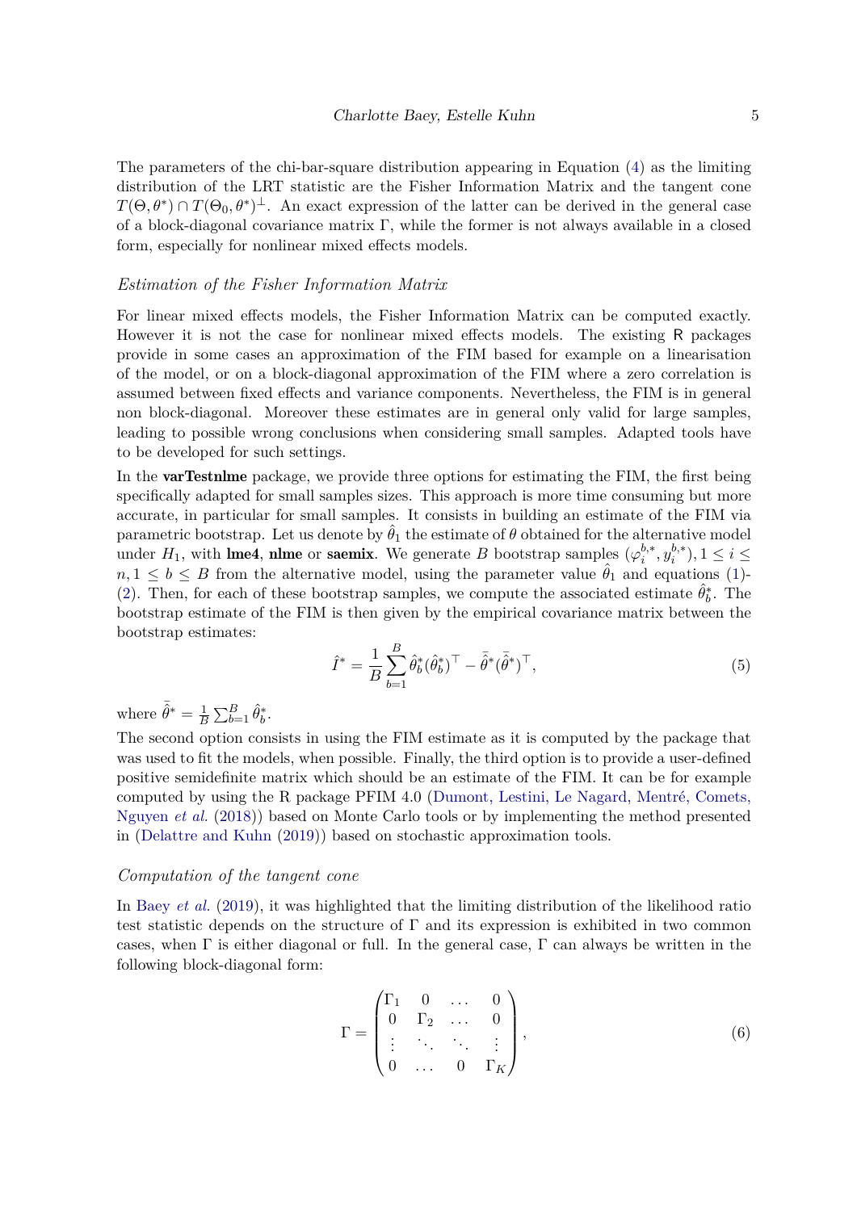The parameters of the chi-bar-square distribution appearing in Equation (4) as the limiting distribution of the LRT statistic are the Fisher Information Matrix and the tangent cone $T(\Theta, \theta^*) \cap T(\Theta_0, \theta^*)^\perp$. An exact expression of the latter can be derived in the general case of a block-diagonal covariance matrix $\Gamma$, while the former is not always available in a closed form, especially for nonlinear mixed effects models.

### *Estimation of the Fisher Information Matrix*

For linear mixed effects models, the Fisher Information Matrix can be computed exactly. However it is not the case for nonlinear mixed effects models. The existing R packages provide in some cases an approximation of the FIM based for example on a linearisation of the model, or on a block-diagonal approximation of the FIM where a zero correlation is assumed between fixed effects and variance components. Nevertheless, the FIM is in general non block-diagonal. Moreover these estimates are in general only valid for large samples, leading to possible wrong conclusions when considering small samples. Adapted tools have to be developed for such settings.

In the **varTestnlme** package, we provide three options for estimating the FIM, the first being specifically adapted for small samples sizes. This approach is more time consuming but more accurate, in particular for small samples. It consists in building an estimate of the FIM via parametric bootstrap. Let us denote by $\hat{\theta}_1$ the estimate of $\theta$ obtained for the alternative model under $H_1$, with **lme4**, **nlme** or **saemix**. We generate $B$ bootstrap samples $(\varphi_i^{b,*}, y_i^{b,*}), 1 \leq i \leq n, 1 \leq b \leq B$ from the alternative model, using the parameter value $\hat{\theta}_1$ and equations (1)-(2). Then, for each of these bootstrap samples, we compute the associated estimate $\hat{\theta}_b^*$. The bootstrap estimate of the FIM is then given by the empirical covariance matrix between the bootstrap estimates:

$$\hat{I}^* = \frac{1}{B} \sum_{b=1}^{B} \hat{\theta}_b^* (\hat{\theta}_b^*)^\top - \bar{\hat{\theta}}^* (\bar{\hat{\theta}}^*)^\top, \tag{5}$$

where $\bar{\hat{\theta}}^* = \frac{1}{B} \sum_{b=1}^{B} \hat{\theta}_b^*$.

The second option consists in using the FIM estimate as it is computed by the package that was used to fit the models, when possible. Finally, the third option is to provide a user-defined positive semidefinite matrix which should be an estimate of the FIM. It can be for example computed by using the R package PFIM 4.0 (Dumont, Lestini, Le Nagard, Mentré, Comets, Nguyen *et al.* (2018)) based on Monte Carlo tools or by implementing the method presented in (Delattre and Kuhn (2019)) based on stochastic approximation tools.

### *Computation of the tangent cone*

In Baey *et al.* (2019), it was highlighted that the limiting distribution of the likelihood ratio test statistic depends on the structure of $\Gamma$ and its expression is exhibited in two common cases, when $\Gamma$ is either diagonal or full. In the general case, $\Gamma$ can always be written in the following block-diagonal form:

$$\Gamma = \begin{pmatrix} \Gamma_1 & 0 & \dots & 0 \\ 0 & \Gamma_2 & \dots & 0 \\ \vdots & \ddots & \ddots & \vdots \\ 0 & \dots & 0 & \Gamma_K \end{pmatrix}, \tag{6}$$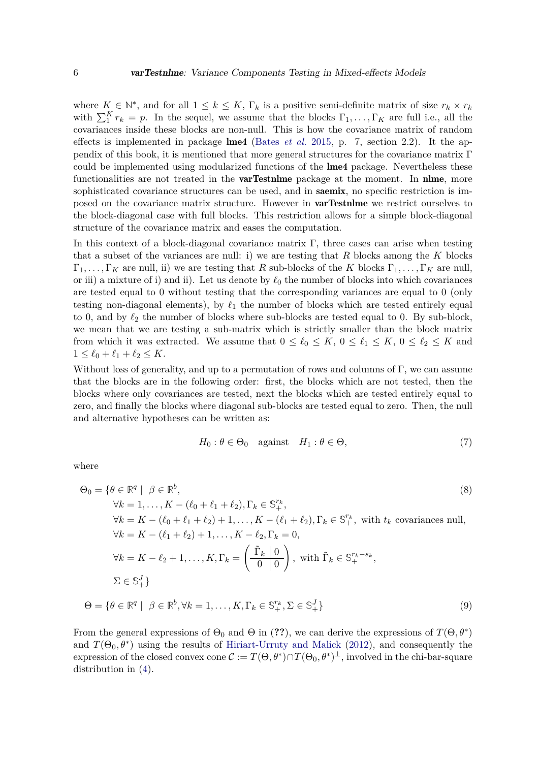where $K \in \mathbb{N}^*$, and for all $1 \leq k \leq K$, $\Gamma_k$ is a positive semi-definite matrix of size $r_k \times r_k$ with $\sum_1^K r_k = p$. In the sequel, we assume that the blocks $\Gamma_1, \ldots, \Gamma_K$ are full i.e., all the covariances inside these blocks are non-null. This is how the covariance matrix of random effects is implemented in package **lme4** (Bates *et al.* 2015, p. 7, section 2.2). It the appendix of this book, it is mentioned that more general structures for the covariance matrix $\Gamma$ could be implemented using modularized functions of the **lme4** package. Nevertheless these functionalities are not treated in the **varTestnlme** package at the moment. In **nlme**, more sophisticated covariance structures can be used, and in **saemix**, no specific restriction is imposed on the covariance matrix structure. However in **varTestnlme** we restrict ourselves to the block-diagonal case with full blocks. This restriction allows for a simple block-diagonal structure of the covariance matrix and eases the computation.

In this context of a block-diagonal covariance matrix $\Gamma$, three cases can arise when testing that a subset of the variances are null: i) we are testing that $R$ blocks among the $K$ blocks $\Gamma_1, \ldots, \Gamma_K$ are null, ii) we are testing that $R$ sub-blocks of the $K$ blocks $\Gamma_1, \ldots, \Gamma_K$ are null, or iii) a mixture of i) and ii). Let us denote by $\ell_0$ the number of blocks into which covariances are tested equal to 0 without testing that the corresponding variances are equal to 0 (only testing non-diagonal elements), by $\ell_1$ the number of blocks which are tested entirely equal to 0, and by $\ell_2$ the number of blocks where sub-blocks are tested equal to 0. By sub-block, we mean that we are testing a sub-matrix which is strictly smaller than the block matrix from which it was extracted. We assume that $0 \leq \ell_0 \leq K$, $0 \leq \ell_1 \leq K$, $0 \leq \ell_2 \leq K$ and $1 \leq \ell_0 + \ell_1 + \ell_2 \leq K$.

Without loss of generality, and up to a permutation of rows and columns of $\Gamma$, we can assume that the blocks are in the following order: first, the blocks which are not tested, then the blocks where only covariances are tested, next the blocks which are tested entirely equal to zero, and finally the blocks where diagonal sub-blocks are tested equal to zero. Then, the null and alternative hypotheses can be written as:

$$H_0 : \theta \in \Theta_0 \quad \text{against} \quad H_1 : \theta \in \Theta, \tag{7}$$

where

$$\begin{aligned}
\Theta_0 = \{\theta \in \mathbb{R}^q \mid \; & \beta \in \mathbb{R}^b, && (8)\\
& \forall k = 1, \ldots, K - (\ell_0 + \ell_1 + \ell_2), \Gamma_k \in \mathbb{S}_+^{r_k}, \\
& \forall k = K - (\ell_0 + \ell_1 + \ell_2) + 1, \ldots, K - (\ell_1 + \ell_2), \Gamma_k \in \mathbb{S}_+^{r_k}, \text{ with } t_k \text{ covariances null}, \\
& \forall k = K - (\ell_1 + \ell_2) + 1, \ldots, K - \ell_2, \Gamma_k = 0, \\
& \forall k = K - \ell_2 + 1, \ldots, K, \Gamma_k = \left(\begin{array}{c|c} \tilde{\Gamma}_k & 0 \\ \hline 0 & 0 \end{array}\right), \text{ with } \tilde{\Gamma}_k \in \mathbb{S}_+^{r_k - s_k}, \\
& \Sigma \in \mathbb{S}_+^J\} \\
\Theta = \{\theta \in \mathbb{R}^q \mid \; & \beta \in \mathbb{R}^b, \forall k = 1, \ldots, K, \Gamma_k \in \mathbb{S}_+^{r_k}, \Sigma \in \mathbb{S}_+^J\} && (9)
\end{aligned}$$

From the general expressions of $\Theta_0$ and $\Theta$ in (**??**), we can derive the expressions of $T(\Theta, \theta^*)$ and $T(\Theta_0, \theta^*)$ using the results of Hiriart-Urruty and Malick (2012), and consequently the expression of the closed convex cone $\mathcal{C} := T(\Theta, \theta^*) \cap T(\Theta_0, \theta^*)^\perp$, involved in the chi-bar-square distribution in (4).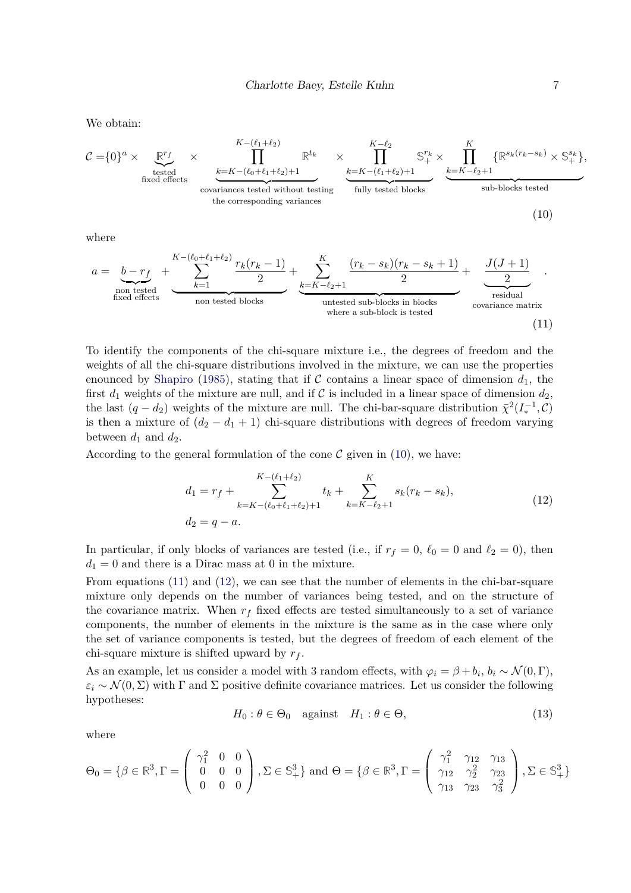We obtain:

$$
\mathcal{C} = \{0\}^a \times \underbrace{\mathbb{R}^{r_f}}_{\substack{\text{tested} \\ \text{fixed effects}}} \times \underbrace{\prod_{k=K-(\ell_0+\ell_1+\ell_2)+1}^{K-(\ell_1+\ell_2)} \mathbb{R}^{t_k}}_{\substack{\text{covariances tested without testing} \\ \text{the corresponding variances}}} \times \underbrace{\prod_{k=K-(\ell_1+\ell_2)+1}^{K-\ell_2} \mathbb{S}_+^{r_k}}_{\text{fully tested blocks}} \times \underbrace{\prod_{k=K-\ell_2+1}^{K} \{\mathbb{R}^{s_k(r_k-s_k)} \times \mathbb{S}_+^{s_k}\}}_{\text{sub-blocks tested}}, \tag{10}
$$

where

$$
a = \underbrace{b - r_f}_{\substack{\text{non tested} \\ \text{fixed effects}}} + \underbrace{\sum_{k=1}^{K-(\ell_0+\ell_1+\ell_2)} \frac{r_k(r_k-1)}{2}}_{\text{non tested blocks}} + \underbrace{\sum_{k=K-\ell_2+1}^{K} \frac{(r_k-s_k)(r_k-s_k+1)}{2}}_{\substack{\text{untested sub-blocks in blocks} \\ \text{where a sub-block is tested}}} + \underbrace{\frac{J(J+1)}{2}}_{\substack{\text{residual} \\ \text{covariance matrix}}}. \tag{11}
$$

To identify the components of the chi-square mixture i.e., the degrees of freedom and the weights of all the chi-square distributions involved in the mixture, we can use the properties enounced by Shapiro (1985), stating that if $\mathcal{C}$ contains a linear space of dimension $d_1$, the first $d_1$ weights of the mixture are null, and if $\mathcal{C}$ is included in a linear space of dimension $d_2$, the last $(q - d_2)$ weights of the mixture are null. The chi-bar-square distribution $\bar{\chi}^2(I_*^{-1}, \mathcal{C})$ is then a mixture of $(d_2 - d_1 + 1)$ chi-square distributions with degrees of freedom varying between $d_1$ and $d_2$.

According to the general formulation of the cone $\mathcal{C}$ given in (10), we have:

$$
\begin{aligned}
d_1 &= r_f + \sum_{k=K-(\ell_0+\ell_1+\ell_2)+1}^{K-(\ell_1+\ell_2)} t_k + \sum_{k=K-\ell_2+1}^{K} s_k(r_k - s_k), \\
d_2 &= q - a.
\end{aligned} \tag{12}
$$

In particular, if only blocks of variances are tested (i.e., if $r_f = 0$, $\ell_0 = 0$ and $\ell_2 = 0$), then $d_1 = 0$ and there is a Dirac mass at 0 in the mixture.

From equations (11) and (12), we can see that the number of elements in the chi-bar-square mixture only depends on the number of variances being tested, and on the structure of the covariance matrix. When $r_f$ fixed effects are tested simultaneously to a set of variance components, the number of elements in the mixture is the same as in the case where only the set of variance components is tested, but the degrees of freedom of each element of the chi-square mixture is shifted upward by $r_f$.

As an example, let us consider a model with 3 random effects, with $\varphi_i = \beta + b_i$, $b_i \sim \mathcal{N}(0, \Gamma)$, $\varepsilon_i \sim \mathcal{N}(0, \Sigma)$ with $\Gamma$ and $\Sigma$ positive definite covariance matrices. Let us consider the following hypotheses:

$$
H_0 : \theta \in \Theta_0 \quad \text{against} \quad H_1 : \theta \in \Theta, \tag{13}
$$

where

$$
\Theta_0 = \{\beta \in \mathbb{R}^3, \Gamma = \begin{pmatrix} \gamma_1^2 & 0 & 0 \\ 0 & 0 & 0 \\ 0 & 0 & 0 \end{pmatrix}, \Sigma \in \mathbb{S}_+^3\} \text{ and } \Theta = \{\beta \in \mathbb{R}^3, \Gamma = \begin{pmatrix} \gamma_1^2 & \gamma_{12} & \gamma_{13} \\ \gamma_{12} & \gamma_2^2 & \gamma_{23} \\ \gamma_{13} & \gamma_{23} & \gamma_3^2 \end{pmatrix}, \Sigma \in \mathbb{S}_+^3\}
$$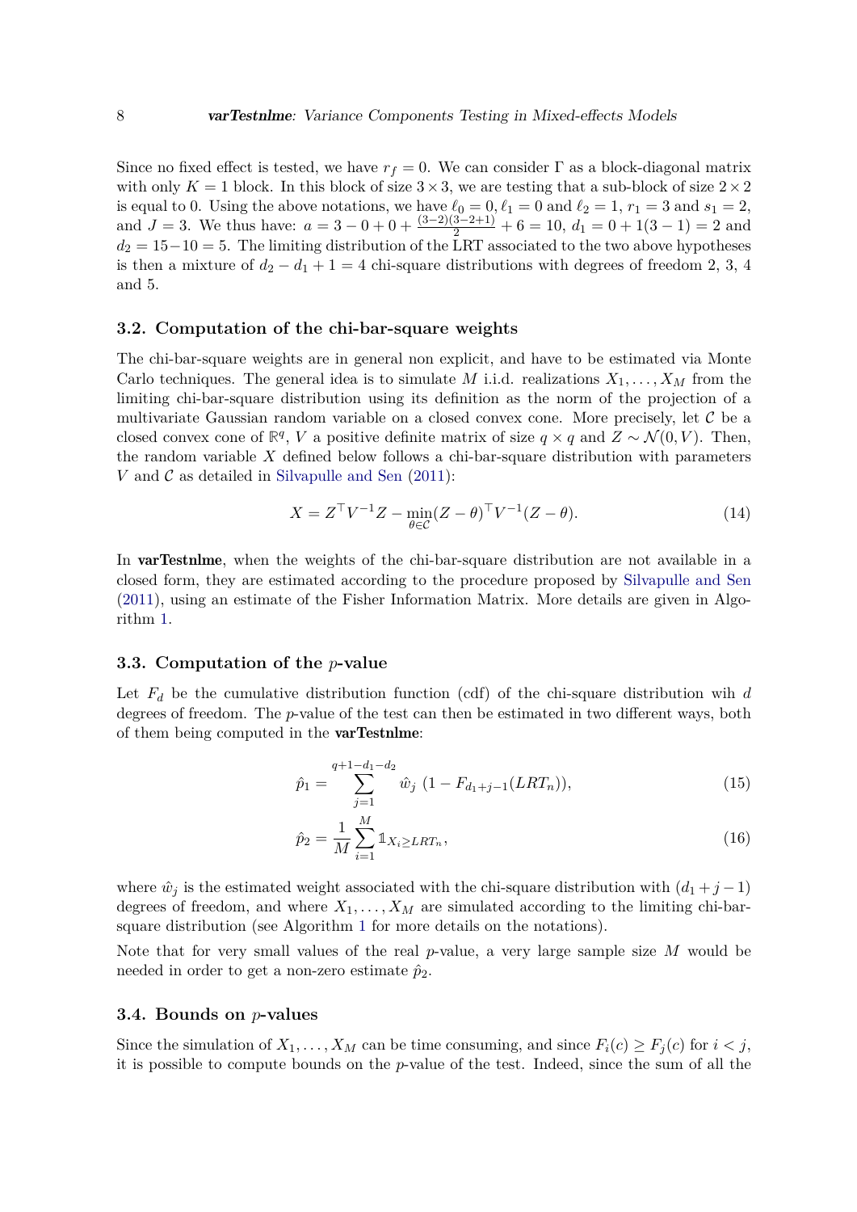Since no fixed effect is tested, we have $r_f = 0$. We can consider $\Gamma$ as a block-diagonal matrix with only $K = 1$ block. In this block of size $3 \times 3$, we are testing that a sub-block of size $2 \times 2$ is equal to 0. Using the above notations, we have $\ell_0 = 0, \ell_1 = 0$ and $\ell_2 = 1$, $r_1 = 3$ and $s_1 = 2$, and $J = 3$. We thus have: $a = 3 - 0 + 0 + \frac{(3-2)(3-2+1)}{2} + 6 = 10$, $d_1 = 0 + 1(3-1) = 2$ and $d_2 = 15 - 10 = 5$. The limiting distribution of the LRT associated to the two above hypotheses is then a mixture of $d_2 - d_1 + 1 = 4$ chi-square distributions with degrees of freedom 2, 3, 4 and 5.

### 3.2. Computation of the chi-bar-square weights

The chi-bar-square weights are in general non explicit, and have to be estimated via Monte Carlo techniques. The general idea is to simulate $M$ i.i.d. realizations $X_1, \ldots, X_M$ from the limiting chi-bar-square distribution using its definition as the norm of the projection of a multivariate Gaussian random variable on a closed convex cone. More precisely, let $\mathcal{C}$ be a closed convex cone of $\mathbb{R}^q$, $V$ a positive definite matrix of size $q \times q$ and $Z \sim \mathcal{N}(0, V)$. Then, the random variable $X$ defined below follows a chi-bar-square distribution with parameters $V$ and $\mathcal{C}$ as detailed in Silvapulle and Sen (2011):

$$X = Z^\top V^{-1} Z - \min_{\theta \in \mathcal{C}} (Z - \theta)^\top V^{-1} (Z - \theta). \tag{14}$$

In **varTestnlme**, when the weights of the chi-bar-square distribution are not available in a closed form, they are estimated according to the procedure proposed by Silvapulle and Sen (2011), using an estimate of the Fisher Information Matrix. More details are given in Algorithm 1.

### 3.3. Computation of the $p$-value

Let $F_d$ be the cumulative distribution function (cdf) of the chi-square distribution wih $d$ degrees of freedom. The $p$-value of the test can then be estimated in two different ways, both of them being computed in the **varTestnlme**:

$$\hat{p}_1 = \sum_{j=1}^{q+1-d_1-d_2} \hat{w}_j \; (1 - F_{d_1+j-1}(LRT_n)), \tag{15}$$

$$\hat{p}_2 = \frac{1}{M} \sum_{i=1}^{M} \mathbb{1}_{X_i \geq LRT_n}, \tag{16}$$

where $\hat{w}_j$ is the estimated weight associated with the chi-square distribution with $(d_1 + j - 1)$ degrees of freedom, and where $X_1, \ldots, X_M$ are simulated according to the limiting chi-bar-square distribution (see Algorithm 1 for more details on the notations).

Note that for very small values of the real $p$-value, a very large sample size $M$ would be needed in order to get a non-zero estimate $\hat{p}_2$.

### 3.4. Bounds on $p$-values

Since the simulation of $X_1, \ldots, X_M$ can be time consuming, and since $F_i(c) \geq F_j(c)$ for $i < j$, it is possible to compute bounds on the $p$-value of the test. Indeed, since the sum of all the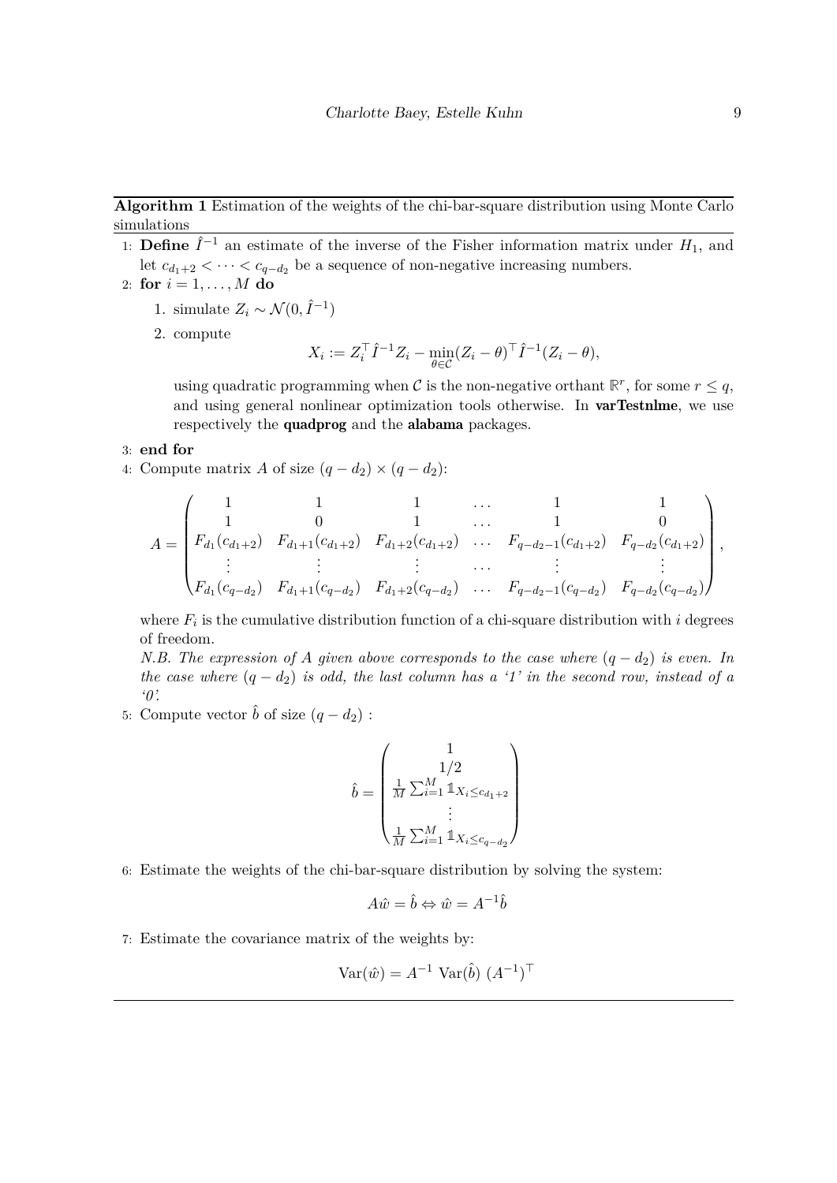**Algorithm 1** Estimation of the weights of the chi-bar-square distribution using Monte Carlo simulations

1: **Define** $\hat{I}^{-1}$ an estimate of the inverse of the Fisher information matrix under $H_1$, and let $c_{d_1+2} < \cdots < c_{q-d_2}$ be a sequence of non-negative increasing numbers.

2: **for** $i = 1, \ldots, M$ **do**

   1. simulate $Z_i \sim \mathcal{N}(0, \hat{I}^{-1})$
   2. compute
   $$X_i := Z_i^\top \hat{I}^{-1} Z_i - \min_{\theta \in \mathcal{C}} (Z_i - \theta)^\top \hat{I}^{-1} (Z_i - \theta),$$
   using quadratic programming when $\mathcal{C}$ is the non-negative orthant $\mathbb{R}^r$, for some $r \leq q$, and using general nonlinear optimization tools otherwise. In **varTestnlme**, we use respectively the **quadprog** and the **alabama** packages.

3: **end for**

4: Compute matrix $A$ of size $(q - d_2) \times (q - d_2)$:
$$A = \begin{pmatrix} 1 & 1 & 1 & \ldots & 1 & 1 \\ 1 & 0 & 1 & \ldots & 1 & 0 \\ F_{d_1}(c_{d_1+2}) & F_{d_1+1}(c_{d_1+2}) & F_{d_1+2}(c_{d_1+2}) & \ldots & F_{q-d_2-1}(c_{d_1+2}) & F_{q-d_2}(c_{d_1+2}) \\ \vdots & \vdots & \vdots & \ldots & \vdots & \vdots \\ F_{d_1}(c_{q-d_2}) & F_{d_1+1}(c_{q-d_2}) & F_{d_1+2}(c_{q-d_2}) & \ldots & F_{q-d_2-1}(c_{q-d_2}) & F_{q-d_2}(c_{q-d_2}) \end{pmatrix},$$
where $F_i$ is the cumulative distribution function of a chi-square distribution with $i$ degrees of freedom.
*N.B. The expression of $A$ given above corresponds to the case where $(q - d_2)$ is even. In the case where $(q - d_2)$ is odd, the last column has a '1' in the second row, instead of a '0'.*

5: Compute vector $\hat{b}$ of size $(q - d_2)$ :
$$\hat{b} = \begin{pmatrix} 1 \\ 1/2 \\ \frac{1}{M} \sum_{i=1}^{M} \mathbb{1}_{X_i \leq c_{d_1+2}} \\ \vdots \\ \frac{1}{M} \sum_{i=1}^{M} \mathbb{1}_{X_i \leq c_{q-d_2}} \end{pmatrix}$$

6: Estimate the weights of the chi-bar-square distribution by solving the system:
$$A\hat{w} = \hat{b} \Leftrightarrow \hat{w} = A^{-1}\hat{b}$$

7: Estimate the covariance matrix of the weights by:
$$\text{Var}(\hat{w}) = A^{-1} \text{ Var}(\hat{b}) \ (A^{-1})^\top$$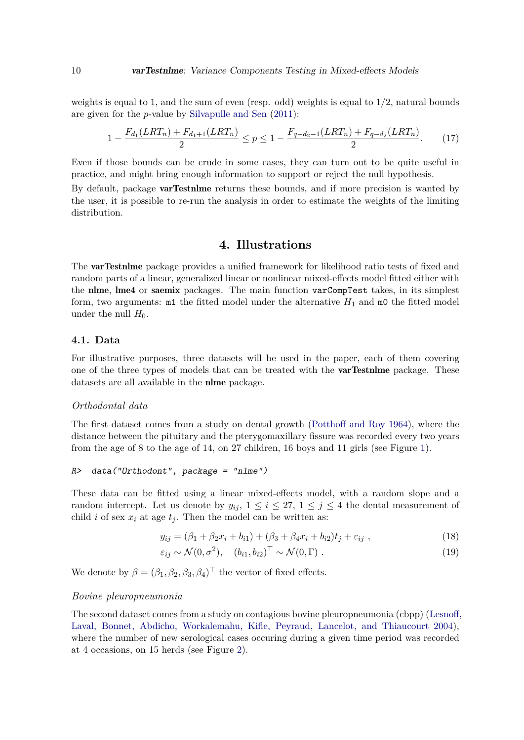weights is equal to 1, and the sum of even (resp. odd) weights is equal to 1/2, natural bounds are given for the $p$-value by Silvapulle and Sen (2011):

$$1 - \frac{F_{d_1}(LRT_n) + F_{d_1+1}(LRT_n)}{2} \leq p \leq 1 - \frac{F_{q-d_2-1}(LRT_n) + F_{q-d_2}(LRT_n)}{2}. \tag{17}$$

Even if those bounds can be crude in some cases, they can turn out to be quite useful in practice, and might bring enough information to support or reject the null hypothesis.

By default, package **varTestnlme** returns these bounds, and if more precision is wanted by the user, it is possible to re-run the analysis in order to estimate the weights of the limiting distribution.

## 4. Illustrations

The **varTestnlme** package provides a unified framework for likelihood ratio tests of fixed and random parts of a linear, generalized linear or nonlinear mixed-effects model fitted either with the **nlme**, **lme4** or **saemix** packages. The main function `varCompTest` takes, in its simplest form, two arguments: `m1` the fitted model under the alternative $H_1$ and `m0` the fitted model under the null $H_0$.

### 4.1. Data

For illustrative purposes, three datasets will be used in the paper, each of them covering one of the three types of models that can be treated with the **varTestnlme** package. These datasets are all available in the **nlme** package.

*Orthodontal data*

The first dataset comes from a study on dental growth (Potthoff and Roy 1964), where the distance between the pituitary and the pterygomaxillary fissure was recorded every two years from the age of 8 to the age of 14, on 27 children, 16 boys and 11 girls (see Figure 1).

```
R> data("Orthodont", package = "nlme")
```

These data can be fitted using a linear mixed-effects model, with a random slope and a random intercept. Let us denote by $y_{ij}$, $1 \leq i \leq 27$, $1 \leq j \leq 4$ the dental measurement of child $i$ of sex $x_i$ at age $t_j$. Then the model can be written as:

$$y_{ij} = (\beta_1 + \beta_2 x_i + b_{i1}) + (\beta_3 + \beta_4 x_i + b_{i2}) t_j + \varepsilon_{ij} \ , \tag{18}$$

$$\varepsilon_{ij} \sim \mathcal{N}(0, \sigma^2), \quad (b_{i1}, b_{i2})^\top \sim \mathcal{N}(0, \Gamma) \ . \tag{19}$$

We denote by $\beta = (\beta_1, \beta_2, \beta_3, \beta_4)^\top$ the vector of fixed effects.

*Bovine pleuropneumonia*

The second dataset comes from a study on contagious bovine pleuropneumonia (cbpp) (Lesnoff, Laval, Bonnet, Abdicho, Workalemahu, Kifle, Peyraud, Lancelot, and Thiaucourt 2004), where the number of new serological cases occuring during a given time period was recorded at 4 occasions, on 15 herds (see Figure 2).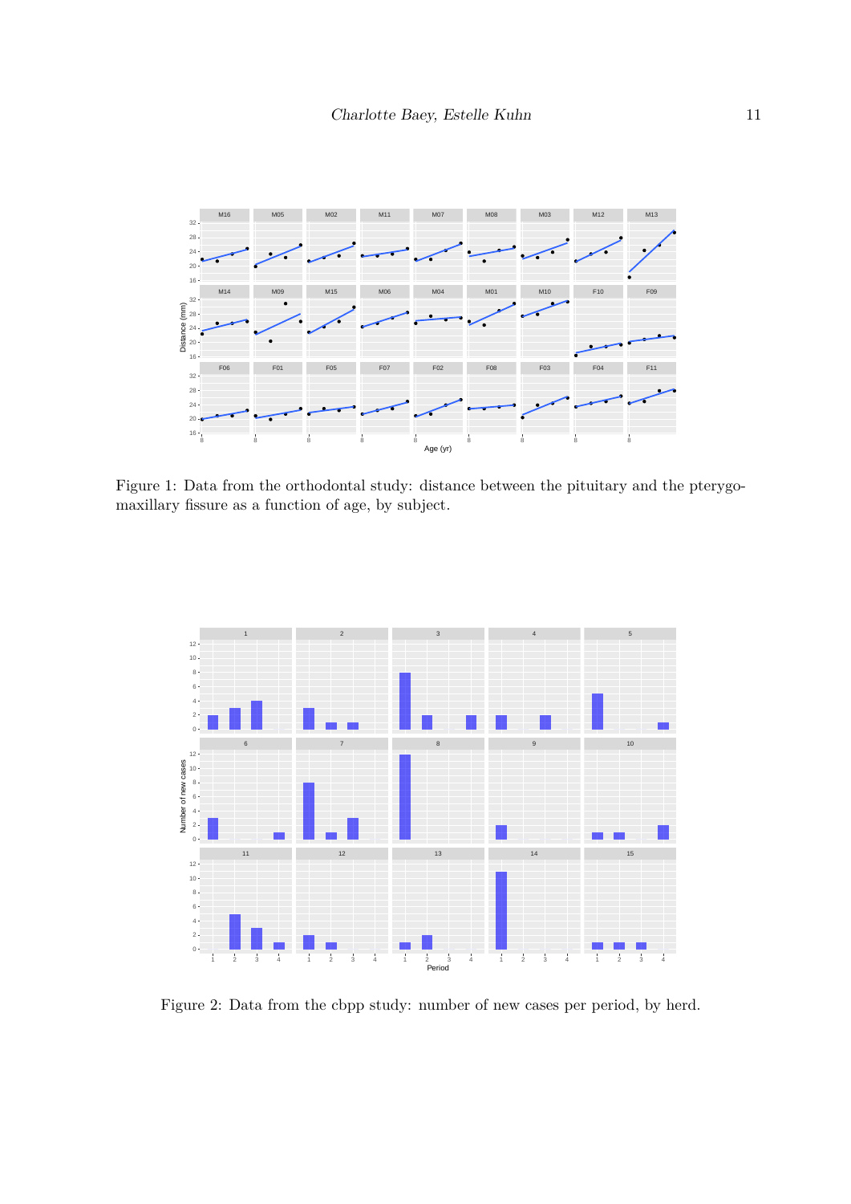Figure 1: Data from the orthodontal study: distance between the pituitary and the pterygomaxillary fissure as a function of age, by subject.

Figure 2: Data from the cbpp study: number of new cases per period, by herd.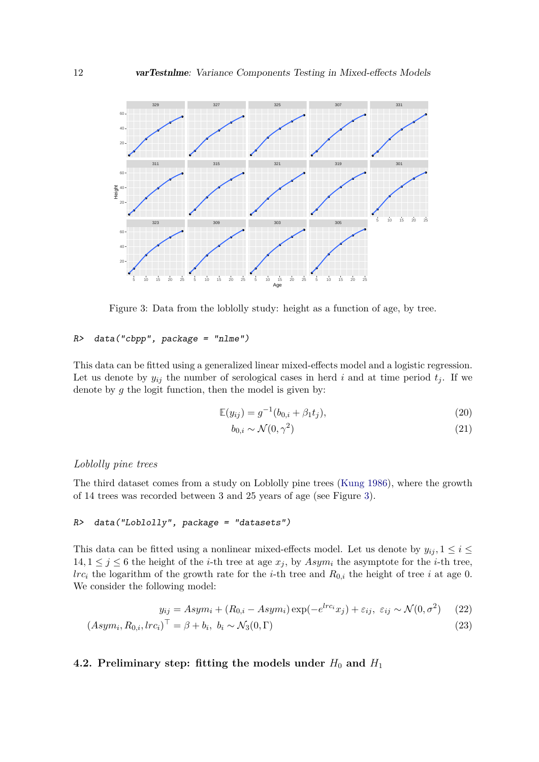Figure 3: Data from the loblolly study: height as a function of age, by tree.

```
R>  data("cbpp", package = "nlme")
```

This data can be fitted using a generalized linear mixed-effects model and a logistic regression. Let us denote by $y_{ij}$ the number of serological cases in herd $i$ and at time period $t_j$. If we denote by $g$ the logit function, then the model is given by:

$$\mathbb{E}(y_{ij}) = g^{-1}(b_{0,i} + \beta_1 t_j), \tag{20}$$

$$b_{0,i} \sim \mathcal{N}(0, \gamma^2) \tag{21}$$

*Loblolly pine trees*

The third dataset comes from a study on Loblolly pine trees (Kung 1986), where the growth of 14 trees was recorded between 3 and 25 years of age (see Figure 3).

```
R>  data("Loblolly", package = "datasets")
```

This data can be fitted using a nonlinear mixed-effects model. Let us denote by $y_{ij}, 1 \leq i \leq 14, 1 \leq j \leq 6$ the height of the $i$-th tree at age $x_j$, by $Asym_i$ the asymptote for the $i$-th tree, $lrc_i$ the logarithm of the growth rate for the $i$-th tree and $R_{0,i}$ the height of tree $i$ at age 0. We consider the following model:

$$y_{ij} = Asym_i + (R_{0,i} - Asym_i)\exp(-e^{lrc_i} x_j) + \varepsilon_{ij},\ \varepsilon_{ij} \sim \mathcal{N}(0, \sigma^2) \tag{22}$$

$$(Asym_i, R_{0,i}, lrc_i)^\top = \beta + b_i,\ b_i \sim \mathcal{N}_3(0, \Gamma) \tag{23}$$

## 4.2. Preliminary step: fitting the models under $H_0$ and $H_1$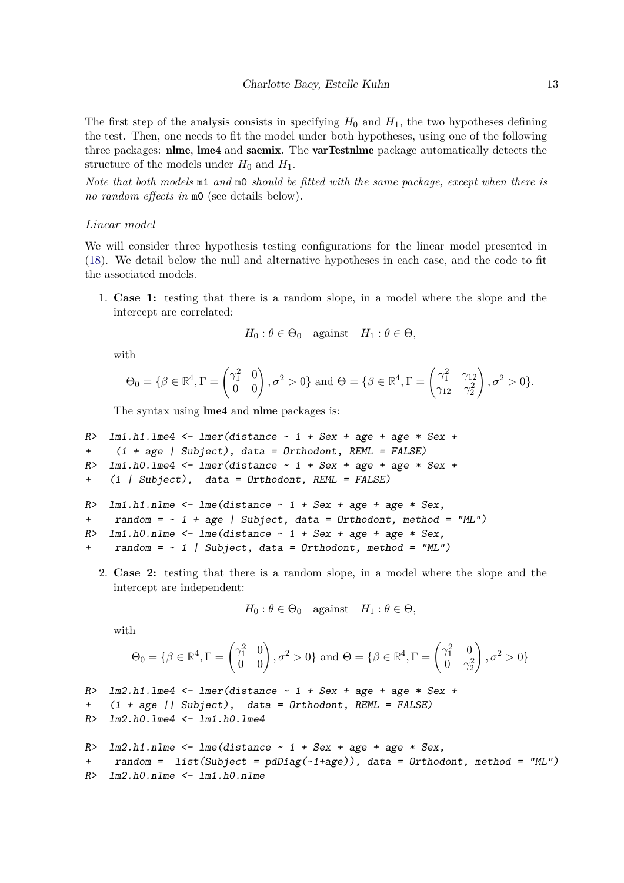The first step of the analysis consists in specifying $H_0$ and $H_1$, the two hypotheses defining the test. Then, one needs to fit the model under both hypotheses, using one of the following three packages: **nlme**, **lme4** and **saemix**. The **varTestnlme** package automatically detects the structure of the models under $H_0$ and $H_1$.

*Note that both models* `m1` *and* `m0` *should be fitted with the same package, except when there is no random effects in* `m0` (see details below).

### Linear model

We will consider three hypothesis testing configurations for the linear model presented in (18). We detail below the null and alternative hypotheses in each case, and the code to fit the associated models.

1. **Case 1:** testing that there is a random slope, in a model where the slope and the intercept are correlated:

$$H_0 : \theta \in \Theta_0 \quad \text{against} \quad H_1 : \theta \in \Theta,$$

with

$$\Theta_0 = \{\beta \in \mathbb{R}^4, \Gamma = \begin{pmatrix} \gamma_1^2 & 0 \\ 0 & 0 \end{pmatrix}, \sigma^2 > 0\} \text{ and } \Theta = \{\beta \in \mathbb{R}^4, \Gamma = \begin{pmatrix} \gamma_1^2 & \gamma_{12} \\ \gamma_{12} & \gamma_2^2 \end{pmatrix}, \sigma^2 > 0\}.$$

The syntax using **lme4** and **nlme** packages is:

```
R>  lm1.h1.lme4 <- lmer(distance ~ 1 + Sex + age + age * Sex +
+     (1 + age | Subject), data = Orthodont, REML = FALSE)
R>  lm1.h0.lme4 <- lmer(distance ~ 1 + Sex + age + age * Sex +
+    (1 | Subject),  data = Orthodont, REML = FALSE)

R>  lm1.h1.nlme <- lme(distance ~ 1 + Sex + age + age * Sex,
+    random = ~ 1 + age | Subject, data = Orthodont, method = "ML")
R>  lm1.h0.nlme <- lme(distance ~ 1 + Sex + age + age * Sex,
+    random = ~ 1 | Subject, data = Orthodont, method = "ML")
```

2. **Case 2:** testing that there is a random slope, in a model where the slope and the intercept are independent:

$$H_0 : \theta \in \Theta_0 \quad \text{against} \quad H_1 : \theta \in \Theta,$$

with

$$\Theta_0 = \{\beta \in \mathbb{R}^4, \Gamma = \begin{pmatrix} \gamma_1^2 & 0 \\ 0 & 0 \end{pmatrix}, \sigma^2 > 0\} \text{ and } \Theta = \{\beta \in \mathbb{R}^4, \Gamma = \begin{pmatrix} \gamma_1^2 & 0 \\ 0 & \gamma_2^2 \end{pmatrix}, \sigma^2 > 0\}$$

```
R>  lm2.h1.lme4 <- lmer(distance ~ 1 + Sex + age + age * Sex +
+   (1 + age || Subject),  data = Orthodont, REML = FALSE)
R>  lm2.h0.lme4 <- lm1.h0.lme4

R>  lm2.h1.nlme <- lme(distance ~ 1 + Sex + age + age * Sex,
+    random =  list(Subject = pdDiag(~1+age)), data = Orthodont, method = "ML")
R>  lm2.h0.nlme <- lm1.h0.nlme
```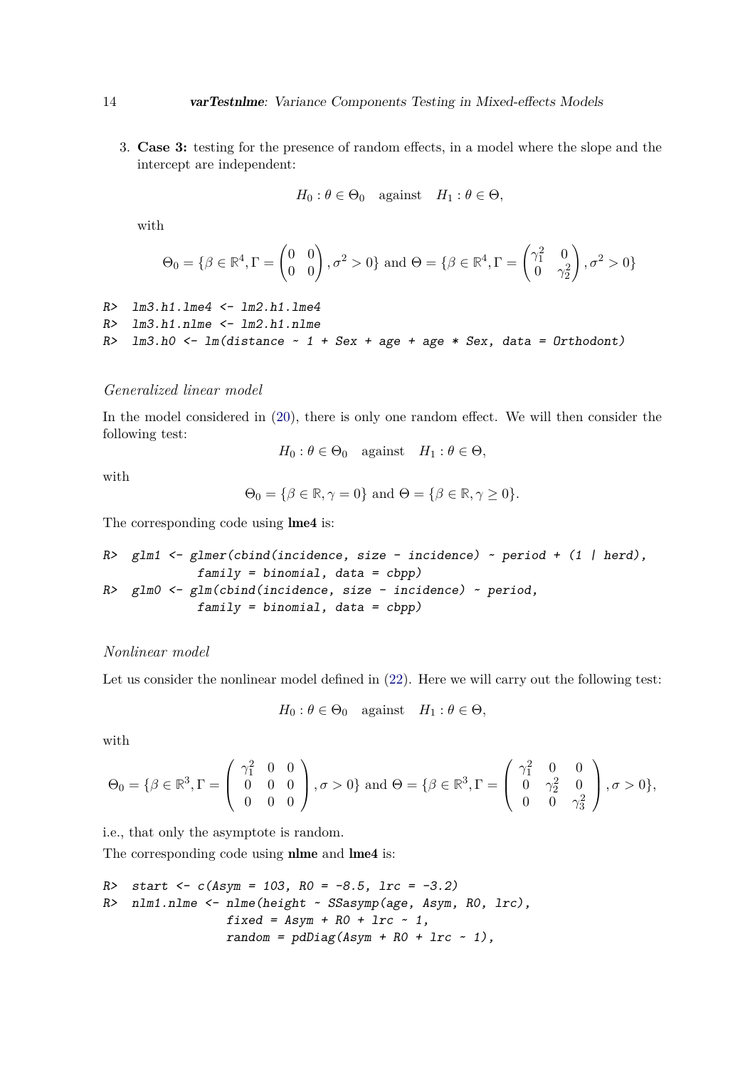3. **Case 3:** testing for the presence of random effects, in a model where the slope and the intercept are independent:

$$H_0 : \theta \in \Theta_0 \quad \text{against} \quad H_1 : \theta \in \Theta,$$

with

$$\Theta_0 = \{\beta \in \mathbb{R}^4, \Gamma = \begin{pmatrix} 0 & 0 \\ 0 & 0 \end{pmatrix}, \sigma^2 > 0\} \text{ and } \Theta = \{\beta \in \mathbb{R}^4, \Gamma = \begin{pmatrix} \gamma_1^2 & 0 \\ 0 & \gamma_2^2 \end{pmatrix}, \sigma^2 > 0\}$$

```
R>  lm3.h1.lme4 <- lm2.h1.lme4
R>  lm3.h1.nlme <- lm2.h1.nlme
R>  lm3.h0 <- lm(distance ~ 1 + Sex + age + age * Sex, data = Orthodont)
```

*Generalized linear model*

In the model considered in (20), there is only one random effect. We will then consider the following test:

$$H_0 : \theta \in \Theta_0 \quad \text{against} \quad H_1 : \theta \in \Theta,$$

with

$$\Theta_0 = \{\beta \in \mathbb{R}, \gamma = 0\} \text{ and } \Theta = \{\beta \in \mathbb{R}, \gamma \geq 0\}.$$

The corresponding code using **lme4** is:

```
R>  glm1 <- glmer(cbind(incidence, size - incidence) ~ period + (1 | herd),
            family = binomial, data = cbpp)
R>  glm0 <- glm(cbind(incidence, size - incidence) ~ period,
            family = binomial, data = cbpp)
```

*Nonlinear model*

Let us consider the nonlinear model defined in (22). Here we will carry out the following test:

$$H_0 : \theta \in \Theta_0 \quad \text{against} \quad H_1 : \theta \in \Theta,$$

with

$$\Theta_0 = \{\beta \in \mathbb{R}^3, \Gamma = \begin{pmatrix} \gamma_1^2 & 0 & 0 \\ 0 & 0 & 0 \\ 0 & 0 & 0 \end{pmatrix}, \sigma > 0\} \text{ and } \Theta = \{\beta \in \mathbb{R}^3, \Gamma = \begin{pmatrix} \gamma_1^2 & 0 & 0 \\ 0 & \gamma_2^2 & 0 \\ 0 & 0 & \gamma_3^2 \end{pmatrix}, \sigma > 0\},$$

i.e., that only the asymptote is random.

The corresponding code using **nlme** and **lme4** is:

```
R>  start <- c(Asym = 103, R0 = -8.5, lrc = -3.2)
R>  nlm1.nlme <- nlme(height ~ SSasymp(age, Asym, R0, lrc),
                fixed = Asym + R0 + lrc ~ 1,
                random = pdDiag(Asym + R0 + lrc ~ 1),
```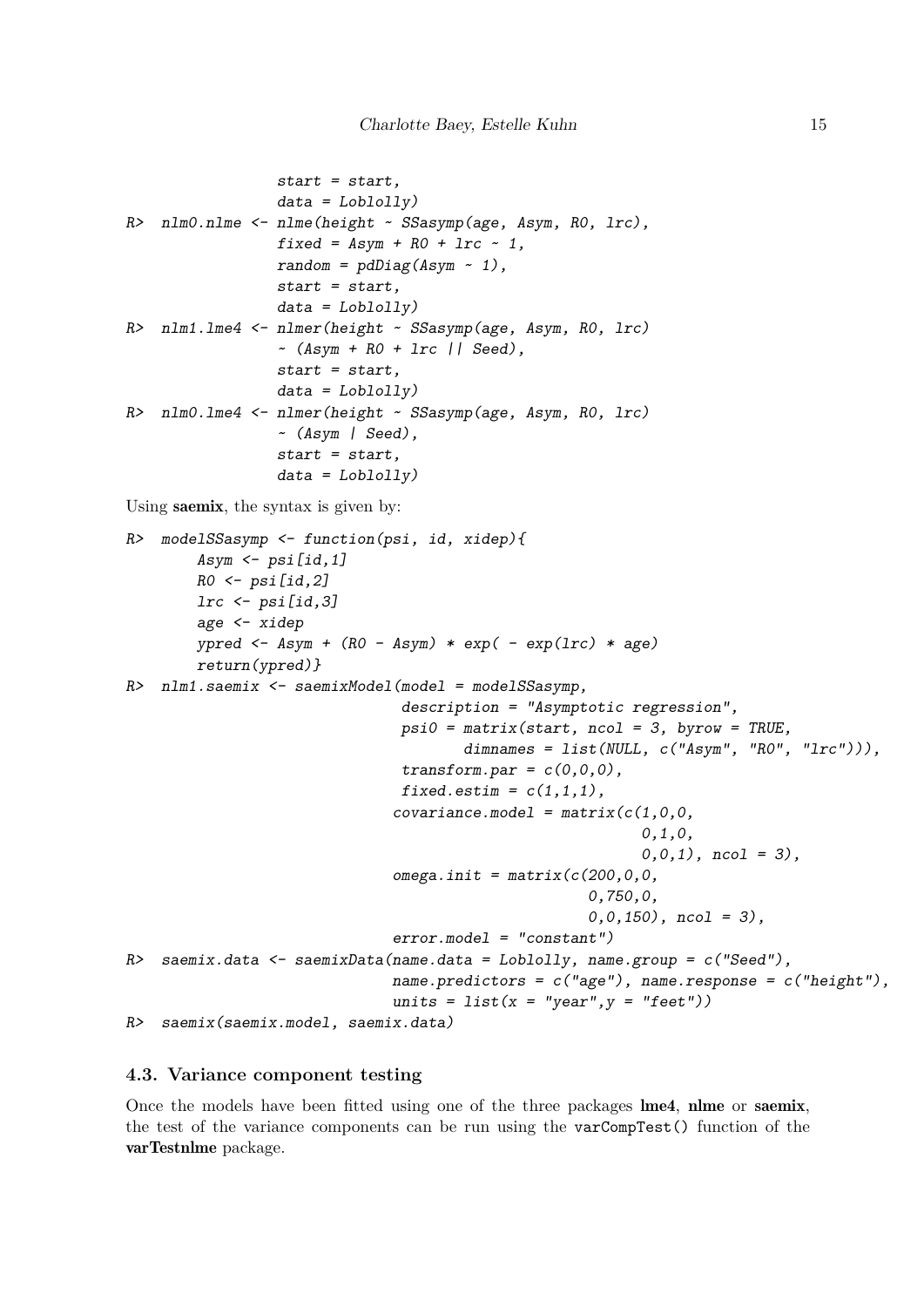```
                start = start,
                data = Loblolly)
R>  nlm0.nlme <- nlme(height ~ SSasymp(age, Asym, R0, lrc),
                fixed = Asym + R0 + lrc ~ 1,
                random = pdDiag(Asym ~ 1),
                start = start,
                data = Loblolly)
R>  nlm1.lme4 <- nlmer(height ~ SSasymp(age, Asym, R0, lrc)
                ~ (Asym + R0 + lrc || Seed),
                start = start,
                data = Loblolly)
R>  nlm0.lme4 <- nlmer(height ~ SSasymp(age, Asym, R0, lrc)
                ~ (Asym | Seed),
                start = start,
                data = Loblolly)
```

Using **saemix**, the syntax is given by:

```
R>  modelSSasymp <- function(psi, id, xidep){
      Asym <- psi[id,1]
      R0 <- psi[id,2]
      lrc <- psi[id,3]
      age <- xidep
      ypred <- Asym + (R0 - Asym) * exp( - exp(lrc) * age)
      return(ypred)}
R>  nlm1.saemix <- saemixModel(model = modelSSasymp,
                              description = "Asymptotic regression",
                              psi0 = matrix(start, ncol = 3, byrow = TRUE,
                                     dimnames = list(NULL, c("Asym", "R0", "lrc"))),
                              transform.par = c(0,0,0),
                              fixed.estim = c(1,1,1),
                             covariance.model = matrix(c(1,0,0,
                                                         0,1,0,
                                                         0,0,1), ncol = 3),
                             omega.init = matrix(c(200,0,0,
                                                   0,750,0,
                                                   0,0,150), ncol = 3),
                             error.model = "constant")
R>  saemix.data <- saemixData(name.data = Loblolly, name.group = c("Seed"),
                             name.predictors = c("age"), name.response = c("height"),
                             units = list(x = "year",y = "feet"))
R>  saemix(saemix.model, saemix.data)
```

### 4.3. Variance component testing

Once the models have been fitted using one of the three packages **lme4**, **nlme** or **saemix**, the test of the variance components can be run using the `varCompTest()` function of the **varTestnlme** package.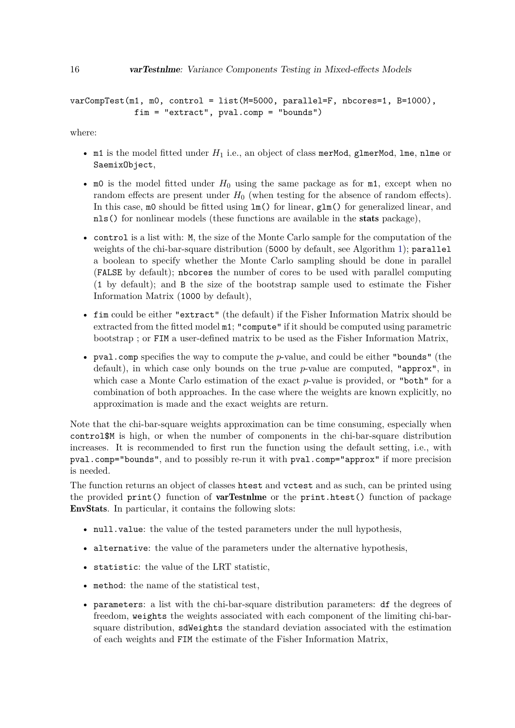```
varCompTest(m1, m0, control = list(M=5000, parallel=F, nbcores=1, B=1000),
            fim = "extract", pval.comp = "bounds")
```

where:

- `m1` is the model fitted under $H_1$ i.e., an object of class `merMod`, `glmerMod`, `lme`, `nlme` or `SaemixObject`,
- `m0` is the model fitted under $H_0$ using the same package as for `m1`, except when no random effects are present under $H_0$ (when testing for the absence of random effects). In this case, `m0` should be fitted using `lm()` for linear, `glm()` for generalized linear, and `nls()` for nonlinear models (these functions are available in the **stats** package),
- `control` is a list with: `M`, the size of the Monte Carlo sample for the computation of the weights of the chi-bar-square distribution (`5000` by default, see Algorithm 1); `parallel` a boolean to specify whether the Monte Carlo sampling should be done in parallel (`FALSE` by default); `nbcores` the number of cores to be used with parallel computing (`1` by default); and `B` the size of the bootstrap sample used to estimate the Fisher Information Matrix (`1000` by default),
- `fim` could be either `"extract"` (the default) if the Fisher Information Matrix should be extracted from the fitted model `m1`; `"compute"` if it should be computed using parametric bootstrap ; or `FIM` a user-defined matrix to be used as the Fisher Information Matrix,
- `pval.comp` specifies the way to compute the *p*-value, and could be either `"bounds"` (the default), in which case only bounds on the true *p*-value are computed, `"approx"`, in which case a Monte Carlo estimation of the exact *p*-value is provided, or `"both"` for a combination of both approaches. In the case where the weights are known explicitly, no approximation is made and the exact weights are return.

Note that the chi-bar-square weights approximation can be time consuming, especially when `control$M` is high, or when the number of components in the chi-bar-square distribution increases. It is recommended to first run the function using the default setting, i.e., with `pval.comp="bounds"`, and to possibly re-run it with `pval.comp="approx"` if more precision is needed.

The function returns an object of classes `htest` and `vctest` and as such, can be printed using the provided `print()` function of **varTestnlme** or the `print.htest()` function of package **EnvStats**. In particular, it contains the following slots:

- `null.value`: the value of the tested parameters under the null hypothesis,
- `alternative`: the value of the parameters under the alternative hypothesis,
- `statistic`: the value of the LRT statistic,
- `method`: the name of the statistical test,
- `parameters`: a list with the chi-bar-square distribution parameters: `df` the degrees of freedom, `weights` the weights associated with each component of the limiting chi-bar-square distribution, `sdWeights` the standard deviation associated with the estimation of each weights and `FIM` the estimate of the Fisher Information Matrix,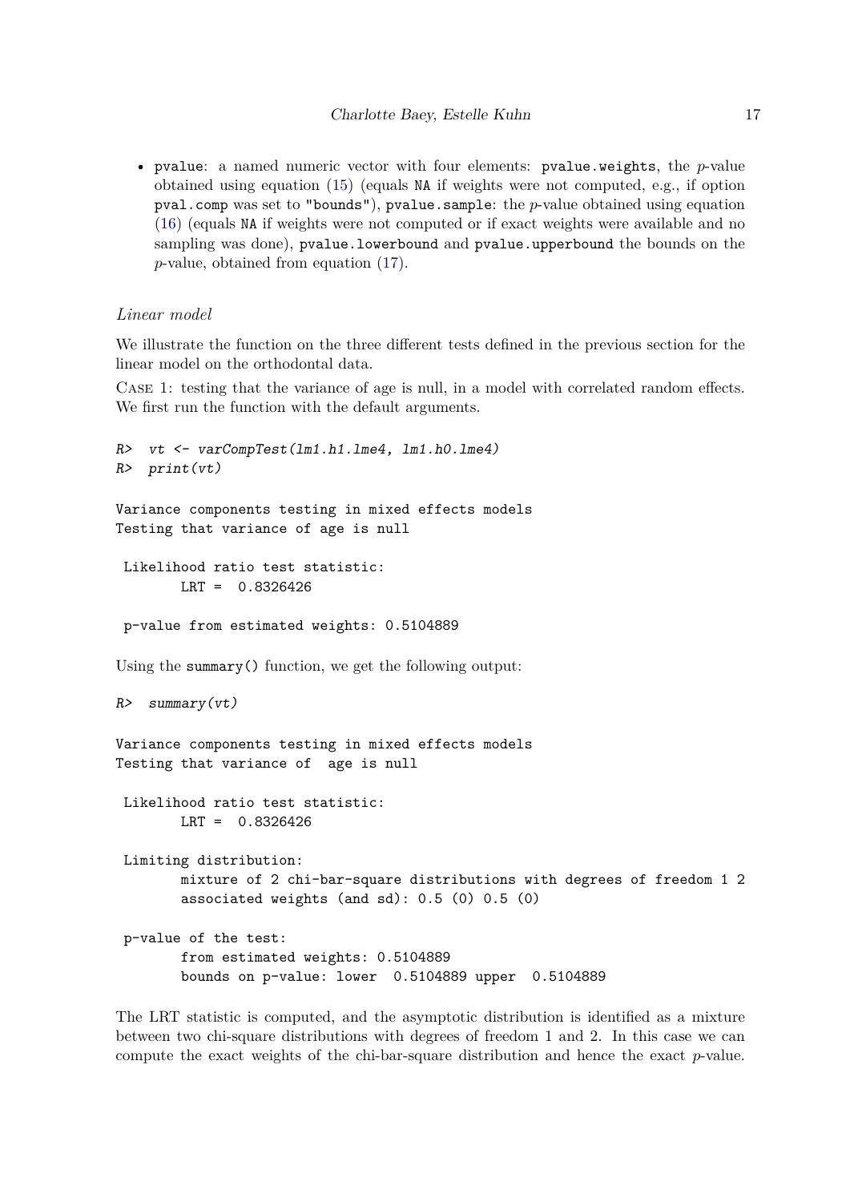- `pvalue`: a named numeric vector with four elements: `pvalue.weights`, the $p$-value obtained using equation (15) (equals `NA` if weights were not computed, e.g., if option `pval.comp` was set to `"bounds"`), `pvalue.sample`: the $p$-value obtained using equation (16) (equals `NA` if weights were not computed or if exact weights were available and no sampling was done), `pvalue.lowerbound` and `pvalue.upperbound` the bounds on the $p$-value, obtained from equation (17).

### *Linear model*

We illustrate the function on the three different tests defined in the previous section for the linear model on the orthodontal data.

Case 1: testing that the variance of age is null, in a model with correlated random effects. We first run the function with the default arguments.

```
R>  vt <- varCompTest(lm1.h1.lme4, lm1.h0.lme4)
R>  print(vt)

Variance components testing in mixed effects models
Testing that variance of age is null

 Likelihood ratio test statistic:
        LRT =  0.8326426

 p-value from estimated weights: 0.5104889
```

Using the `summary()` function, we get the following output:

```
R>  summary(vt)

Variance components testing in mixed effects models
Testing that variance of  age is null

 Likelihood ratio test statistic:
        LRT =  0.8326426

 Limiting distribution:
        mixture of 2 chi-bar-square distributions with degrees of freedom 1 2
        associated weights (and sd): 0.5 (0) 0.5 (0)

 p-value of the test:
        from estimated weights: 0.5104889
        bounds on p-value: lower  0.5104889 upper  0.5104889
```

The LRT statistic is computed, and the asymptotic distribution is identified as a mixture between two chi-square distributions with degrees of freedom 1 and 2. In this case we can compute the exact weights of the chi-bar-square distribution and hence the exact $p$-value.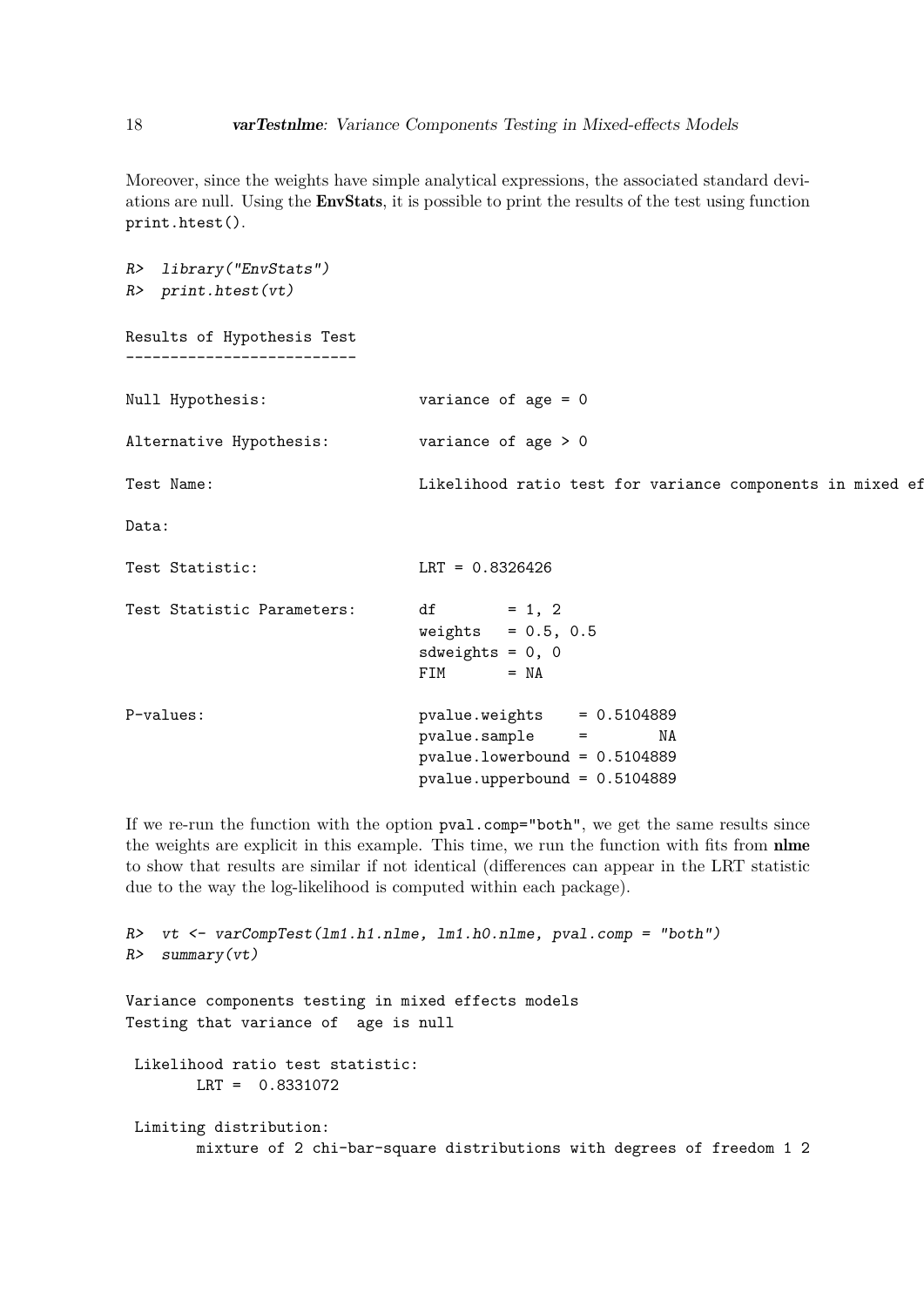Moreover, since the weights have simple analytical expressions, the associated standard deviations are null. Using the **EnvStats**, it is possible to print the results of the test using function `print.htest()`.

```
R> library("EnvStats")
R> print.htest(vt)

Results of Hypothesis Test
--------------------------

Null Hypothesis:                 variance of age = 0

Alternative Hypothesis:          variance of age > 0

Test Name:                       Likelihood ratio test for variance components in mixed ef

Data:

Test Statistic:                  LRT = 0.8326426

Test Statistic Parameters:       df        = 1, 2
                                 weights   = 0.5, 0.5
                                 sdweights = 0, 0
                                 FIM       = NA

P-values:                        pvalue.weights    = 0.5104889
                                 pvalue.sample     =        NA
                                 pvalue.lowerbound = 0.5104889
                                 pvalue.upperbound = 0.5104889
```

If we re-run the function with the option `pval.comp="both"`, we get the same results since the weights are explicit in this example. This time, we run the function with fits from **nlme** to show that results are similar if not identical (differences can appear in the LRT statistic due to the way the log-likelihood is computed within each package).

```
R> vt <- varCompTest(lm1.h1.nlme, lm1.h0.nlme, pval.comp = "both")
R> summary(vt)

Variance components testing in mixed effects models
Testing that variance of  age is null

 Likelihood ratio test statistic:
        LRT =  0.8331072

 Limiting distribution:
        mixture of 2 chi-bar-square distributions with degrees of freedom 1 2
```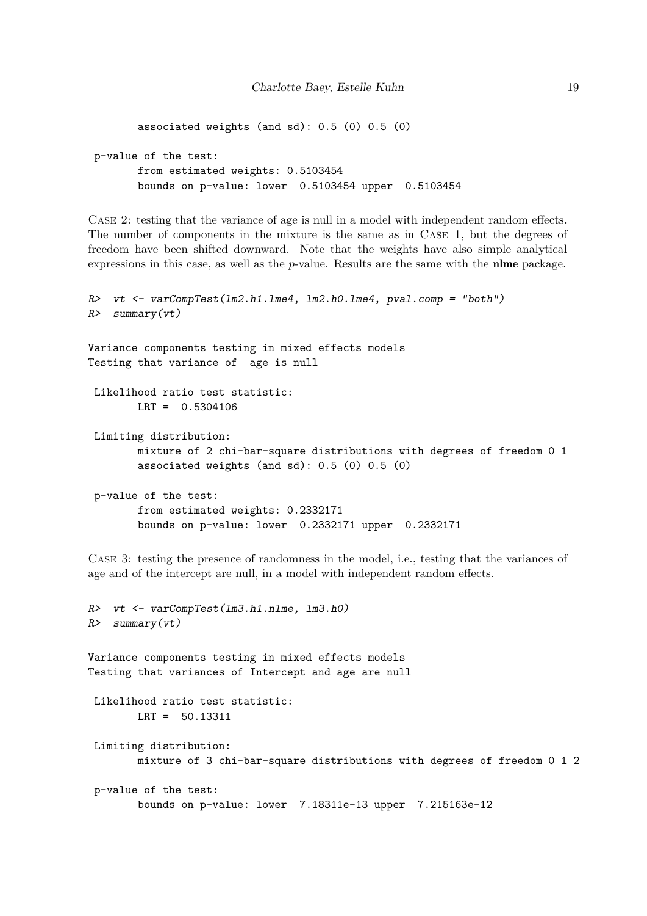```
        associated weights (and sd): 0.5 (0) 0.5 (0)

 p-value of the test:
        from estimated weights: 0.5103454
        bounds on p-value: lower  0.5103454 upper  0.5103454
```

CASE 2: testing that the variance of age is null in a model with independent random effects. The number of components in the mixture is the same as in CASE 1, but the degrees of freedom have been shifted downward. Note that the weights have also simple analytical expressions in this case, as well as the *p*-value. Results are the same with the **nlme** package.

```
R>  vt <- varCompTest(lm2.h1.lme4, lm2.h0.lme4, pval.comp = "both")
R>  summary(vt)

Variance components testing in mixed effects models
Testing that variance of  age is null

 Likelihood ratio test statistic:
        LRT =  0.5304106

 Limiting distribution:
        mixture of 2 chi-bar-square distributions with degrees of freedom 0 1
        associated weights (and sd): 0.5 (0) 0.5 (0)

 p-value of the test:
        from estimated weights: 0.2332171
        bounds on p-value: lower  0.2332171 upper  0.2332171
```

CASE 3: testing the presence of randomness in the model, i.e., testing that the variances of age and of the intercept are null, in a model with independent random effects.

```
R>  vt <- varCompTest(lm3.h1.nlme, lm3.h0)
R>  summary(vt)

Variance components testing in mixed effects models
Testing that variances of Intercept and age are null

 Likelihood ratio test statistic:
        LRT =  50.13311

 Limiting distribution:
        mixture of 3 chi-bar-square distributions with degrees of freedom 0 1 2

 p-value of the test:
        bounds on p-value: lower  7.18311e-13 upper  7.215163e-12
```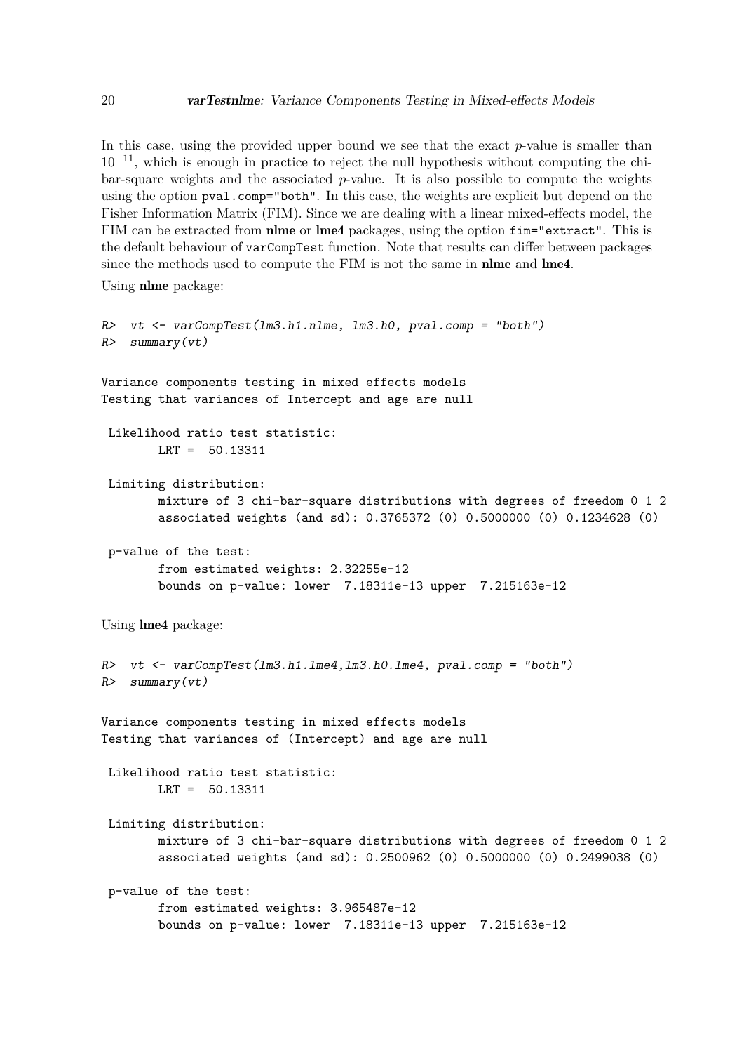In this case, using the provided upper bound we see that the exact $p$-value is smaller than $10^{-11}$, which is enough in practice to reject the null hypothesis without computing the chi-bar-square weights and the associated $p$-value. It is also possible to compute the weights using the option `pval.comp="both"`. In this case, the weights are explicit but depend on the Fisher Information Matrix (FIM). Since we are dealing with a linear mixed-effects model, the FIM can be extracted from **nlme** or **lme4** packages, using the option `fim="extract"`. This is the default behaviour of `varCompTest` function. Note that results can differ between packages since the methods used to compute the FIM is not the same in **nlme** and **lme4**.

Using **nlme** package:

```
R>  vt <- varCompTest(lm3.h1.nlme, lm3.h0, pval.comp = "both")
R>  summary(vt)

Variance components testing in mixed effects models
Testing that variances of Intercept and age are null

 Likelihood ratio test statistic:
        LRT =  50.13311

 Limiting distribution:
        mixture of 3 chi-bar-square distributions with degrees of freedom 0 1 2
        associated weights (and sd): 0.3765372 (0) 0.5000000 (0) 0.1234628 (0)

 p-value of the test:
        from estimated weights: 2.32255e-12
        bounds on p-value: lower  7.18311e-13 upper  7.215163e-12
```

Using **lme4** package:

```
R>  vt <- varCompTest(lm3.h1.lme4,lm3.h0.lme4, pval.comp = "both")
R>  summary(vt)

Variance components testing in mixed effects models
Testing that variances of (Intercept) and age are null

 Likelihood ratio test statistic:
        LRT =  50.13311

 Limiting distribution:
        mixture of 3 chi-bar-square distributions with degrees of freedom 0 1 2
        associated weights (and sd): 0.2500962 (0) 0.5000000 (0) 0.2499038 (0)

 p-value of the test:
        from estimated weights: 3.965487e-12
        bounds on p-value: lower  7.18311e-13 upper  7.215163e-12
```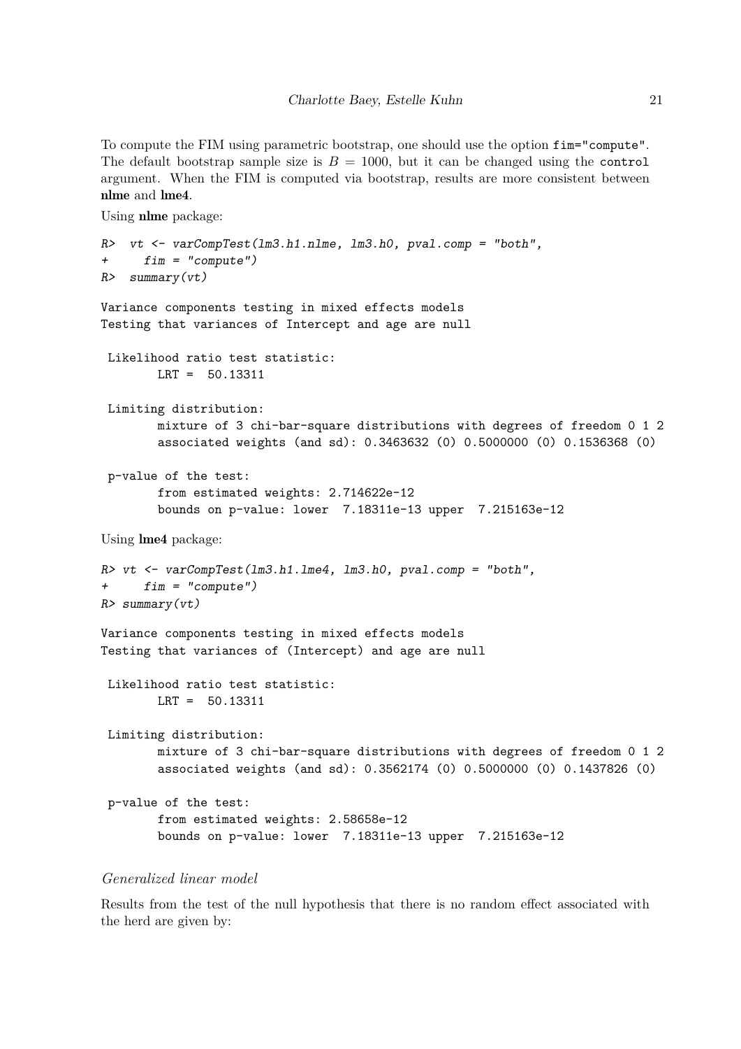To compute the FIM using parametric bootstrap, one should use the option `fim="compute"`. The default bootstrap sample size is $B = 1000$, but it can be changed using the `control` argument. When the FIM is computed via bootstrap, results are more consistent between **nlme** and **lme4**.

Using **nlme** package:

```
R>  vt <- varCompTest(lm3.h1.nlme, lm3.h0, pval.comp = "both",
+     fim = "compute")
R>  summary(vt)

Variance components testing in mixed effects models
Testing that variances of Intercept and age are null

 Likelihood ratio test statistic:
        LRT =  50.13311

 Limiting distribution:
        mixture of 3 chi-bar-square distributions with degrees of freedom 0 1 2
        associated weights (and sd): 0.3463632 (0) 0.5000000 (0) 0.1536368 (0)

 p-value of the test:
        from estimated weights: 2.714622e-12
        bounds on p-value: lower  7.18311e-13 upper  7.215163e-12
```

Using **lme4** package:

```
R> vt <- varCompTest(lm3.h1.lme4, lm3.h0, pval.comp = "both",
+     fim = "compute")
R> summary(vt)

Variance components testing in mixed effects models
Testing that variances of (Intercept) and age are null

 Likelihood ratio test statistic:
        LRT =  50.13311

 Limiting distribution:
        mixture of 3 chi-bar-square distributions with degrees of freedom 0 1 2
        associated weights (and sd): 0.3562174 (0) 0.5000000 (0) 0.1437826 (0)

 p-value of the test:
        from estimated weights: 2.58658e-12
        bounds on p-value: lower  7.18311e-13 upper  7.215163e-12
```

*Generalized linear model*

Results from the test of the null hypothesis that there is no random effect associated with the herd are given by: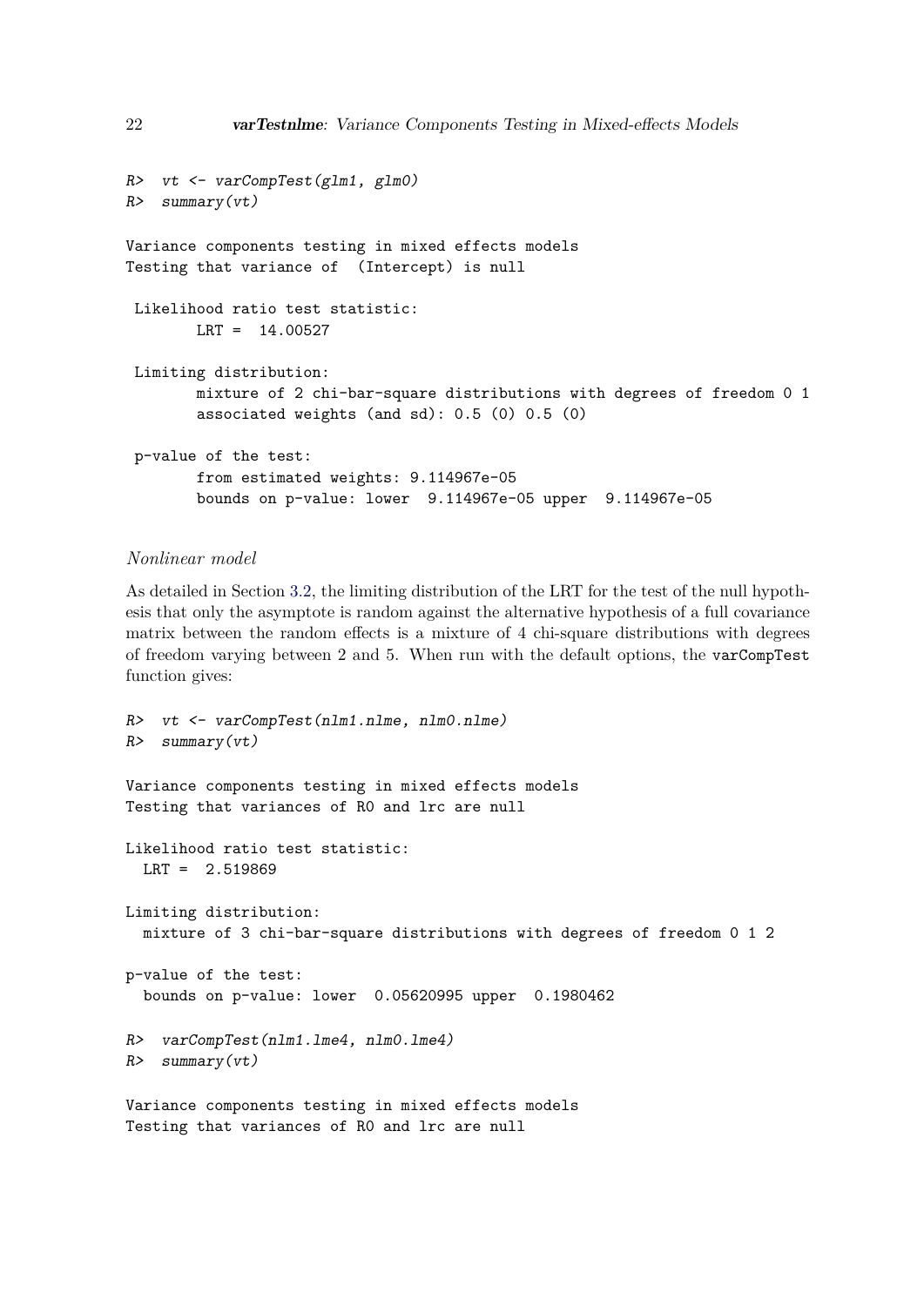```
R>  vt <- varCompTest(glm1, glm0)
R>  summary(vt)

Variance components testing in mixed effects models
Testing that variance of  (Intercept) is null

 Likelihood ratio test statistic:
        LRT =  14.00527

 Limiting distribution:
        mixture of 2 chi-bar-square distributions with degrees of freedom 0 1
        associated weights (and sd): 0.5 (0) 0.5 (0)

 p-value of the test:
        from estimated weights: 9.114967e-05
        bounds on p-value: lower  9.114967e-05 upper  9.114967e-05
```

*Nonlinear model*

As detailed in Section 3.2, the limiting distribution of the LRT for the test of the null hypothesis that only the asymptote is random against the alternative hypothesis of a full covariance matrix between the random effects is a mixture of 4 chi-square distributions with degrees of freedom varying between 2 and 5. When run with the default options, the `varCompTest` function gives:

```
R>  vt <- varCompTest(nlm1.nlme, nlm0.nlme)
R>  summary(vt)

Variance components testing in mixed effects models
Testing that variances of R0 and lrc are null

Likelihood ratio test statistic:
  LRT =  2.519869

Limiting distribution:
  mixture of 3 chi-bar-square distributions with degrees of freedom 0 1 2

p-value of the test:
  bounds on p-value: lower  0.05620995 upper  0.1980462

R>  varCompTest(nlm1.lme4, nlm0.lme4)
R>  summary(vt)

Variance components testing in mixed effects models
Testing that variances of R0 and lrc are null
```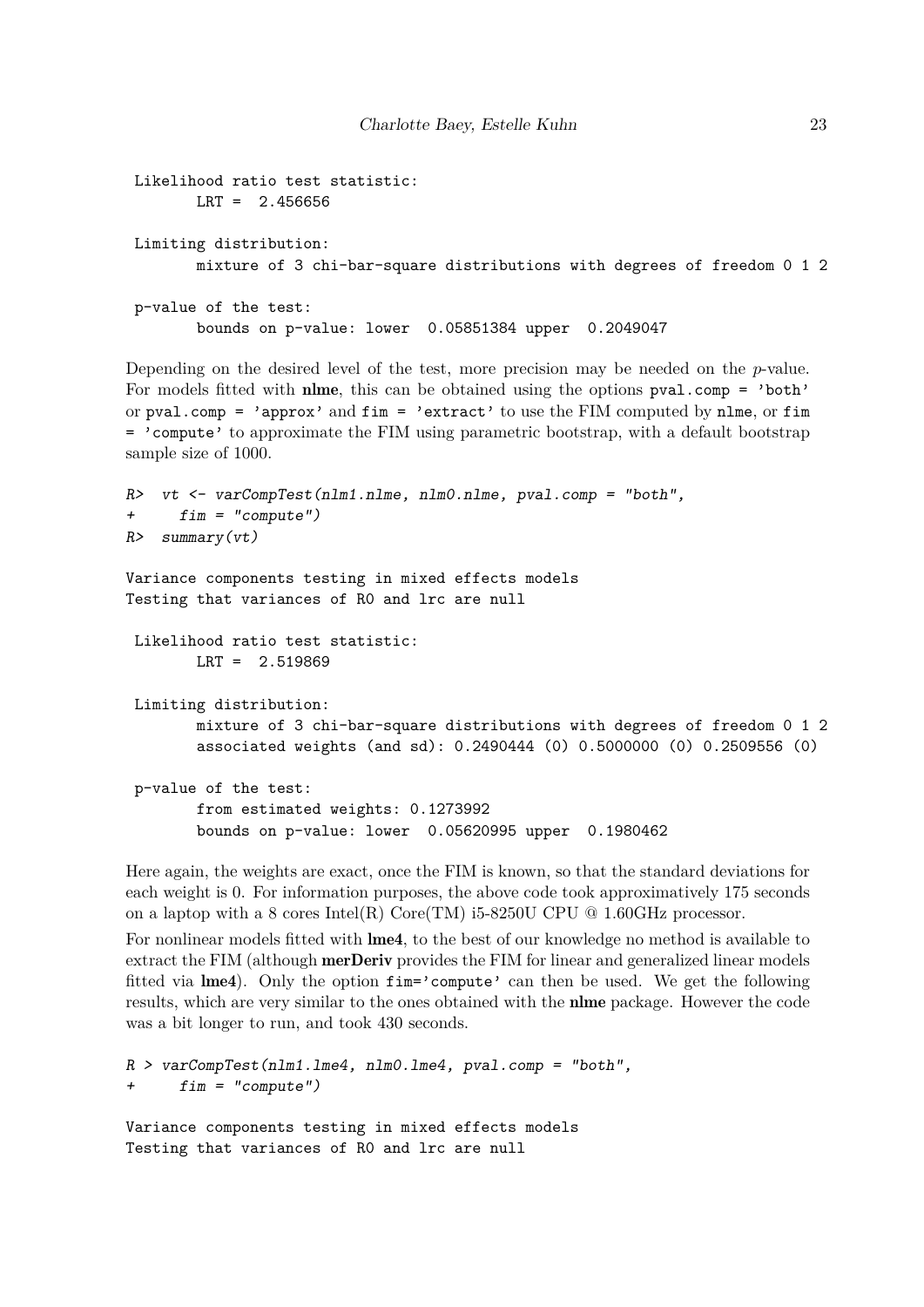```
 Likelihood ratio test statistic:
        LRT =  2.456656

 Limiting distribution:
        mixture of 3 chi-bar-square distributions with degrees of freedom 0 1 2

 p-value of the test:
        bounds on p-value: lower  0.05851384 upper  0.2049047
```

Depending on the desired level of the test, more precision may be needed on the $p$-value. For models fitted with **nlme**, this can be obtained using the options `pval.comp = 'both'` or `pval.comp = 'approx'` and `fim = 'extract'` to use the FIM computed by `nlme`, or `fim = 'compute'` to approximate the FIM using parametric bootstrap, with a default bootstrap sample size of 1000.

```
R>  vt <- varCompTest(nlm1.nlme, nlm0.nlme, pval.comp = "both",
+     fim = "compute")
R>  summary(vt)

Variance components testing in mixed effects models
Testing that variances of R0 and lrc are null

 Likelihood ratio test statistic:
        LRT =  2.519869

 Limiting distribution:
        mixture of 3 chi-bar-square distributions with degrees of freedom 0 1 2
        associated weights (and sd): 0.2490444 (0) 0.5000000 (0) 0.2509556 (0)

 p-value of the test:
        from estimated weights: 0.1273992
        bounds on p-value: lower  0.05620995 upper  0.1980462
```

Here again, the weights are exact, once the FIM is known, so that the standard deviations for each weight is 0. For information purposes, the above code took approximatively 175 seconds on a laptop with a 8 cores Intel(R) Core(TM) i5-8250U CPU @ 1.60GHz processor.

For nonlinear models fitted with **lme4**, to the best of our knowledge no method is available to extract the FIM (although **merDeriv** provides the FIM for linear and generalized linear models fitted via **lme4**). Only the option `fim='compute'` can then be used. We get the following results, which are very similar to the ones obtained with the **nlme** package. However the code was a bit longer to run, and took 430 seconds.

```
R > varCompTest(nlm1.lme4, nlm0.lme4, pval.comp = "both",
+     fim = "compute")

Variance components testing in mixed effects models
Testing that variances of R0 and lrc are null
```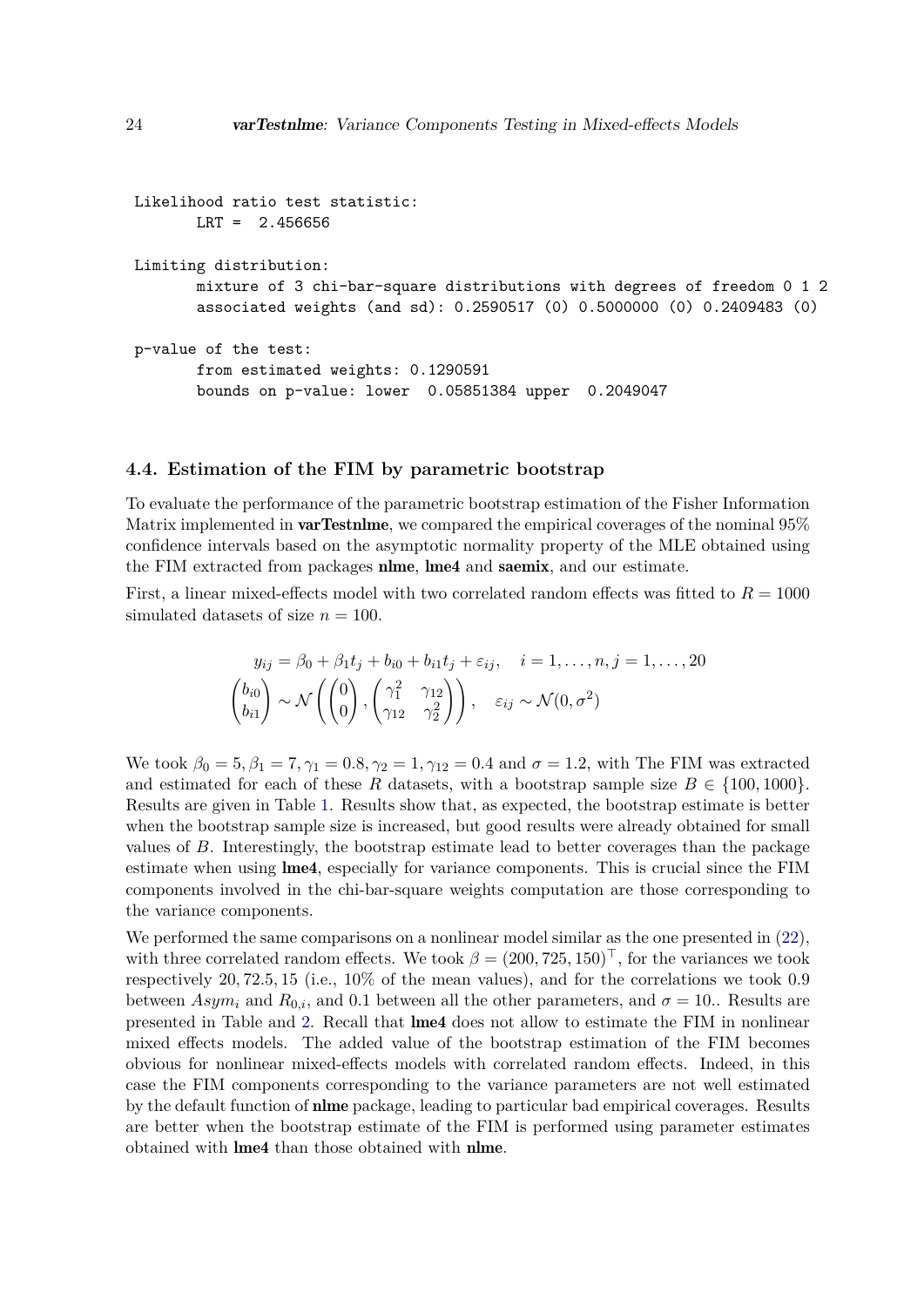```
Likelihood ratio test statistic:
	LRT =  2.456656

Limiting distribution:
	mixture of 3 chi-bar-square distributions with degrees of freedom 0 1 2
	associated weights (and sd): 0.2590517 (0) 0.5000000 (0) 0.2409483 (0)

p-value of the test:
	from estimated weights: 0.1290591
	bounds on p-value: lower  0.05851384 upper  0.2049047
```

### 4.4. Estimation of the FIM by parametric bootstrap

To evaluate the performance of the parametric bootstrap estimation of the Fisher Information Matrix implemented in **varTestnlme**, we compared the empirical coverages of the nominal 95% confidence intervals based on the asymptotic normality property of the MLE obtained using the FIM extracted from packages **nlme**, **lme4** and **saemix**, and our estimate.

First, a linear mixed-effects model with two correlated random effects was fitted to $R = 1000$ simulated datasets of size $n = 100$.

$$
\begin{aligned}
y_{ij} &= \beta_0 + \beta_1 t_j + b_{i0} + b_{i1} t_j + \varepsilon_{ij}, \quad i = 1, \ldots, n, j = 1, \ldots, 20 \\
\begin{pmatrix} b_{i0} \\ b_{i1} \end{pmatrix} &\sim \mathcal{N}\left( \begin{pmatrix} 0 \\ 0 \end{pmatrix}, \begin{pmatrix} \gamma_1^2 & \gamma_{12} \\ \gamma_{12} & \gamma_2^2 \end{pmatrix} \right), \quad \varepsilon_{ij} \sim \mathcal{N}(0, \sigma^2)
\end{aligned}
$$

We took $\beta_0 = 5, \beta_1 = 7, \gamma_1 = 0.8, \gamma_2 = 1, \gamma_{12} = 0.4$ and $\sigma = 1.2$, with The FIM was extracted and estimated for each of these $R$ datasets, with a bootstrap sample size $B \in \{100, 1000\}$. Results are given in Table 1. Results show that, as expected, the bootstrap estimate is better when the bootstrap sample size is increased, but good results were already obtained for small values of $B$. Interestingly, the bootstrap estimate lead to better coverages than the package estimate when using **lme4**, especially for variance components. This is crucial since the FIM components involved in the chi-bar-square weights computation are those corresponding to the variance components.

We performed the same comparisons on a nonlinear model similar as the one presented in (22), with three correlated random effects. We took $\beta = (200, 725, 150)^\top$, for the variances we took respectively $20, 72.5, 15$ (i.e., 10% of the mean values), and for the correlations we took 0.9 between $Asym_i$ and $R_{0,i}$, and 0.1 between all the other parameters, and $\sigma = 10$.. Results are presented in Table and 2. Recall that **lme4** does not allow to estimate the FIM in nonlinear mixed effects models. The added value of the bootstrap estimation of the FIM becomes obvious for nonlinear mixed-effects models with correlated random effects. Indeed, in this case the FIM components corresponding to the variance parameters are not well estimated by the default function of **nlme** package, leading to particular bad empirical coverages. Results are better when the bootstrap estimate of the FIM is performed using parameter estimates obtained with **lme4** than those obtained with **nlme**.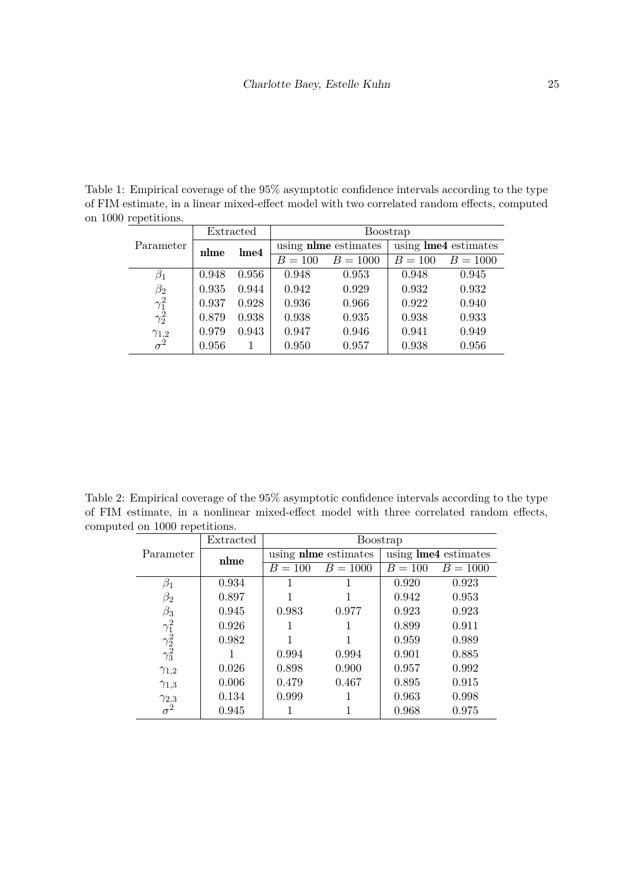Table 1: Empirical coverage of the 95% asymptotic confidence intervals according to the type of FIM estimate, in a linear mixed-effect model with two correlated random effects, computed on 1000 repetitions.

| Parameter | Extracted | | Boostrap | | | |
|---|---|---|---|---|---|---|
| | | | using **nlme** estimates | | using **lme4** estimates | |
| | **nlme** | **lme4** | $B = 100$ | $B = 1000$ | $B = 100$ | $B = 1000$ |
| $\beta_1$ | 0.948 | 0.956 | 0.948 | 0.953 | 0.948 | 0.945 |
| $\beta_2$ | 0.935 | 0.944 | 0.942 | 0.929 | 0.932 | 0.932 |
| $\gamma_1^2$ | 0.937 | 0.928 | 0.936 | 0.966 | 0.922 | 0.940 |
| $\gamma_2^2$ | 0.879 | 0.938 | 0.938 | 0.935 | 0.938 | 0.933 |
| $\gamma_{1,2}$ | 0.979 | 0.943 | 0.947 | 0.946 | 0.941 | 0.949 |
| $\sigma^2$ | 0.956 | 1 | 0.950 | 0.957 | 0.938 | 0.956 |

Table 2: Empirical coverage of the 95% asymptotic confidence intervals according to the type of FIM estimate, in a nonlinear mixed-effect model with three correlated random effects, computed on 1000 repetitions.

| Parameter | Extracted | Boostrap | | | |
|---|---|---|---|---|---|
| | | using **nlme** estimates | | using **lme4** estimates | |
| | **nlme** | $B = 100$ | $B = 1000$ | $B = 100$ | $B = 1000$ |
| $\beta_1$ | 0.934 | 1 | 1 | 0.920 | 0.923 |
| $\beta_2$ | 0.897 | 1 | 1 | 0.942 | 0.953 |
| $\beta_3$ | 0.945 | 0.983 | 0.977 | 0.923 | 0.923 |
| $\gamma_1^2$ | 0.926 | 1 | 1 | 0.899 | 0.911 |
| $\gamma_2^2$ | 0.982 | 1 | 1 | 0.959 | 0.989 |
| $\gamma_3^2$ | 1 | 0.994 | 0.994 | 0.901 | 0.885 |
| $\gamma_{1,2}$ | 0.026 | 0.898 | 0.900 | 0.957 | 0.992 |
| $\gamma_{1,3}$ | 0.006 | 0.479 | 0.467 | 0.895 | 0.915 |
| $\gamma_{2,3}$ | 0.134 | 0.999 | 1 | 0.963 | 0.998 |
| $\sigma^2$ | 0.945 | 1 | 1 | 0.968 | 0.975 |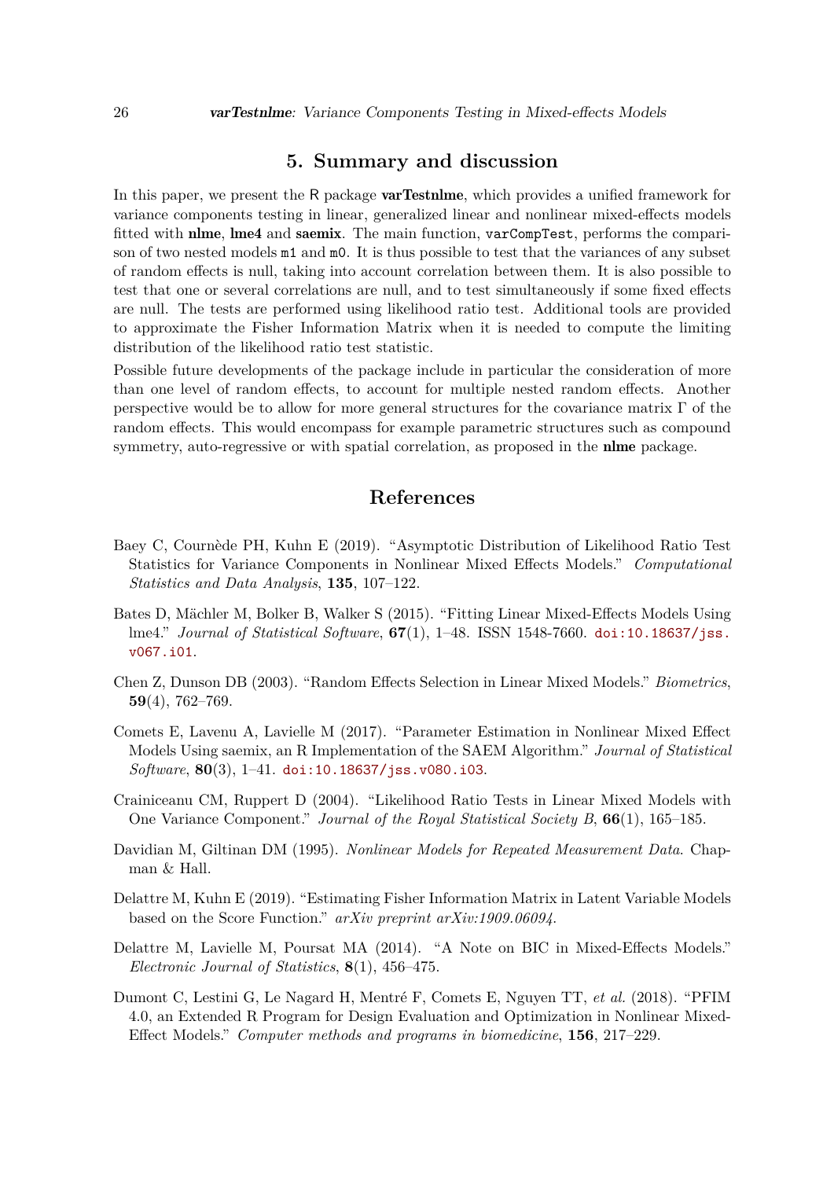## 5. Summary and discussion

In this paper, we present the R package **varTestnlme**, which provides a unified framework for variance components testing in linear, generalized linear and nonlinear mixed-effects models fitted with **nlme**, **lme4** and **saemix**. The main function, `varCompTest`, performs the comparison of two nested models `m1` and `m0`. It is thus possible to test that the variances of any subset of random effects is null, taking into account correlation between them. It is also possible to test that one or several correlations are null, and to test simultaneously if some fixed effects are null. The tests are performed using likelihood ratio test. Additional tools are provided to approximate the Fisher Information Matrix when it is needed to compute the limiting distribution of the likelihood ratio test statistic.

Possible future developments of the package include in particular the consideration of more than one level of random effects, to account for multiple nested random effects. Another perspective would be to allow for more general structures for the covariance matrix $\Gamma$ of the random effects. This would encompass for example parametric structures such as compound symmetry, auto-regressive or with spatial correlation, as proposed in the **nlme** package.

## References

Baey C, Cournède PH, Kuhn E (2019). "Asymptotic Distribution of Likelihood Ratio Test Statistics for Variance Components in Nonlinear Mixed Effects Models." *Computational Statistics and Data Analysis*, **135**, 107–122.

Bates D, Mächler M, Bolker B, Walker S (2015). "Fitting Linear Mixed-Effects Models Using lme4." *Journal of Statistical Software*, **67**(1), 1–48. ISSN 1548-7660. doi:10.18637/jss.v067.i01.

Chen Z, Dunson DB (2003). "Random Effects Selection in Linear Mixed Models." *Biometrics*, **59**(4), 762–769.

Comets E, Lavenu A, Lavielle M (2017). "Parameter Estimation in Nonlinear Mixed Effect Models Using saemix, an R Implementation of the SAEM Algorithm." *Journal of Statistical Software*, **80**(3), 1–41. doi:10.18637/jss.v080.i03.

Crainiceanu CM, Ruppert D (2004). "Likelihood Ratio Tests in Linear Mixed Models with One Variance Component." *Journal of the Royal Statistical Society B*, **66**(1), 165–185.

Davidian M, Giltinan DM (1995). *Nonlinear Models for Repeated Measurement Data*. Chapman & Hall.

Delattre M, Kuhn E (2019). "Estimating Fisher Information Matrix in Latent Variable Models based on the Score Function." *arXiv preprint arXiv:1909.06094*.

Delattre M, Lavielle M, Poursat MA (2014). "A Note on BIC in Mixed-Effects Models." *Electronic Journal of Statistics*, **8**(1), 456–475.

Dumont C, Lestini G, Le Nagard H, Mentré F, Comets E, Nguyen TT, *et al.* (2018). "PFIM 4.0, an Extended R Program for Design Evaluation and Optimization in Nonlinear Mixed-Effect Models." *Computer methods and programs in biomedicine*, **156**, 217–229.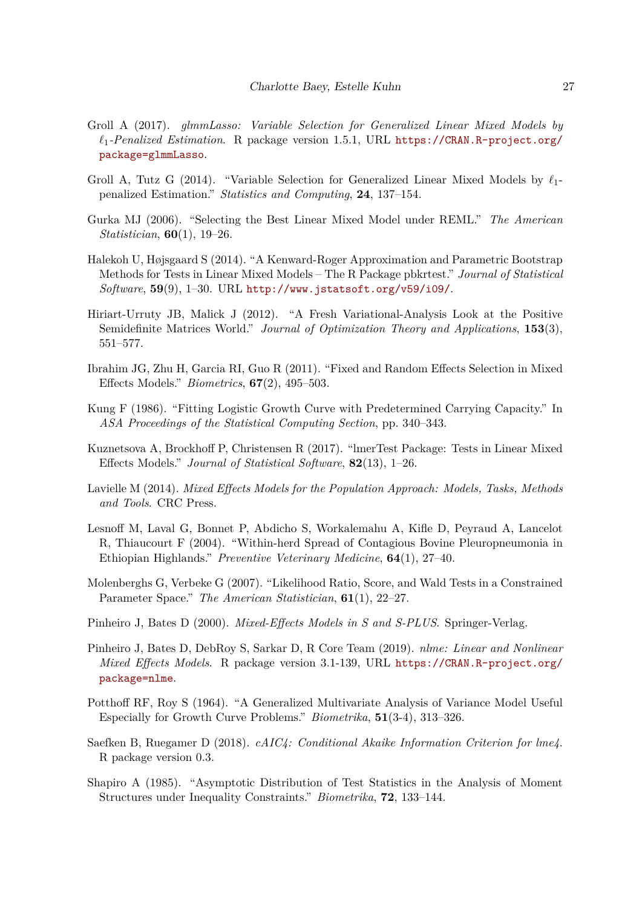Groll A (2017). *glmmLasso: Variable Selection for Generalized Linear Mixed Models by $\ell_1$-Penalized Estimation*. R package version 1.5.1, URL https://CRAN.R-project.org/package=glmmLasso.

Groll A, Tutz G (2014). "Variable Selection for Generalized Linear Mixed Models by $\ell_1$-penalized Estimation." *Statistics and Computing*, **24**, 137–154.

Gurka MJ (2006). "Selecting the Best Linear Mixed Model under REML." *The American Statistician*, **60**(1), 19–26.

Halekoh U, Højsgaard S (2014). "A Kenward-Roger Approximation and Parametric Bootstrap Methods for Tests in Linear Mixed Models – The R Package pbkrtest." *Journal of Statistical Software*, **59**(9), 1–30. URL http://www.jstatsoft.org/v59/i09/.

Hiriart-Urruty JB, Malick J (2012). "A Fresh Variational-Analysis Look at the Positive Semidefinite Matrices World." *Journal of Optimization Theory and Applications*, **153**(3), 551–577.

Ibrahim JG, Zhu H, Garcia RI, Guo R (2011). "Fixed and Random Effects Selection in Mixed Effects Models." *Biometrics*, **67**(2), 495–503.

Kung F (1986). "Fitting Logistic Growth Curve with Predetermined Carrying Capacity." In *ASA Proceedings of the Statistical Computing Section*, pp. 340–343.

Kuznetsova A, Brockhoff P, Christensen R (2017). "lmerTest Package: Tests in Linear Mixed Effects Models." *Journal of Statistical Software*, **82**(13), 1–26.

Lavielle M (2014). *Mixed Effects Models for the Population Approach: Models, Tasks, Methods and Tools*. CRC Press.

Lesnoff M, Laval G, Bonnet P, Abdicho S, Workalemahu A, Kifle D, Peyraud A, Lancelot R, Thiaucourt F (2004). "Within-herd Spread of Contagious Bovine Pleuropneumonia in Ethiopian Highlands." *Preventive Veterinary Medicine*, **64**(1), 27–40.

Molenberghs G, Verbeke G (2007). "Likelihood Ratio, Score, and Wald Tests in a Constrained Parameter Space." *The American Statistician*, **61**(1), 22–27.

Pinheiro J, Bates D (2000). *Mixed-Effects Models in S and S-PLUS*. Springer-Verlag.

Pinheiro J, Bates D, DebRoy S, Sarkar D, R Core Team (2019). *nlme: Linear and Nonlinear Mixed Effects Models*. R package version 3.1-139, URL https://CRAN.R-project.org/package=nlme.

Potthoff RF, Roy S (1964). "A Generalized Multivariate Analysis of Variance Model Useful Especially for Growth Curve Problems." *Biometrika*, **51**(3-4), 313–326.

Saefken B, Ruegamer D (2018). *cAIC4: Conditional Akaike Information Criterion for lme4*. R package version 0.3.

Shapiro A (1985). "Asymptotic Distribution of Test Statistics in the Analysis of Moment Structures under Inequality Constraints." *Biometrika*, **72**, 133–144.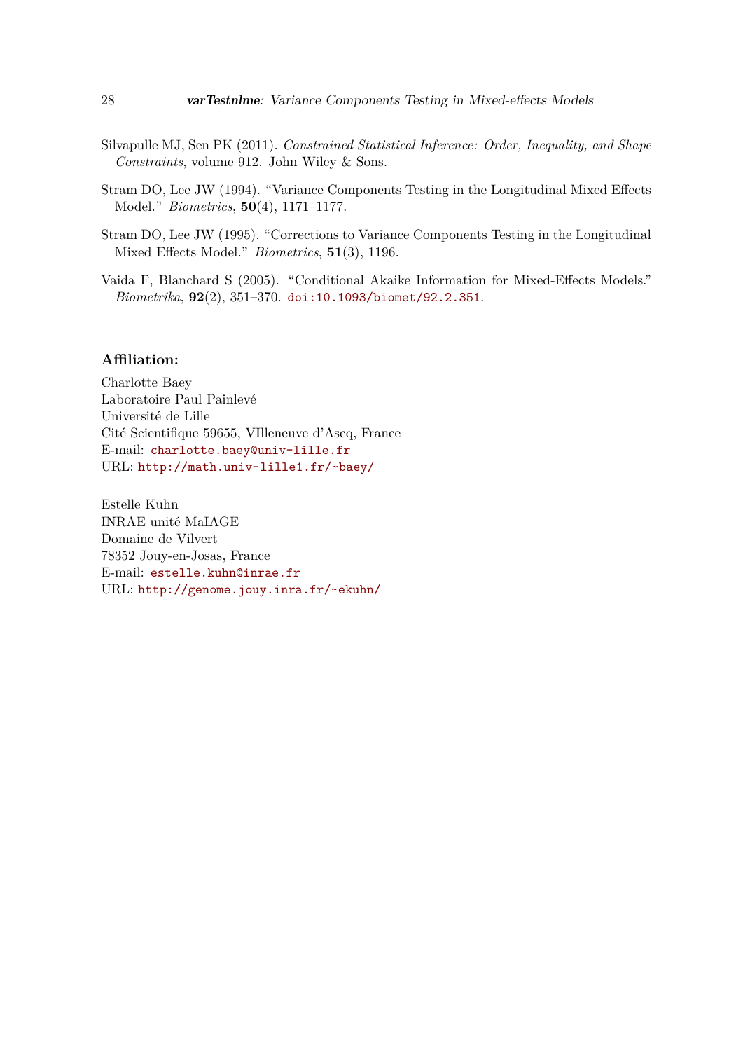Silvapulle MJ, Sen PK (2011). *Constrained Statistical Inference: Order, Inequality, and Shape Constraints*, volume 912. John Wiley & Sons.

Stram DO, Lee JW (1994). "Variance Components Testing in the Longitudinal Mixed Effects Model." *Biometrics*, **50**(4), 1171–1177.

Stram DO, Lee JW (1995). "Corrections to Variance Components Testing in the Longitudinal Mixed Effects Model." *Biometrics*, **51**(3), 1196.

Vaida F, Blanchard S (2005). "Conditional Akaike Information for Mixed-Effects Models." *Biometrika*, **92**(2), 351–370. doi:10.1093/biomet/92.2.351.

**Affiliation:**

Charlotte Baey
Laboratoire Paul Painlevé
Université de Lille
Cité Scientifique 59655, VIlleneuve d'Ascq, France
E-mail: charlotte.baey@univ-lille.fr
URL: http://math.univ-lille1.fr/~baey/

Estelle Kuhn
INRAE unité MaIAGE
Domaine de Vilvert
78352 Jouy-en-Josas, France
E-mail: estelle.kuhn@inrae.fr
URL: http://genome.jouy.inra.fr/~ekuhn/